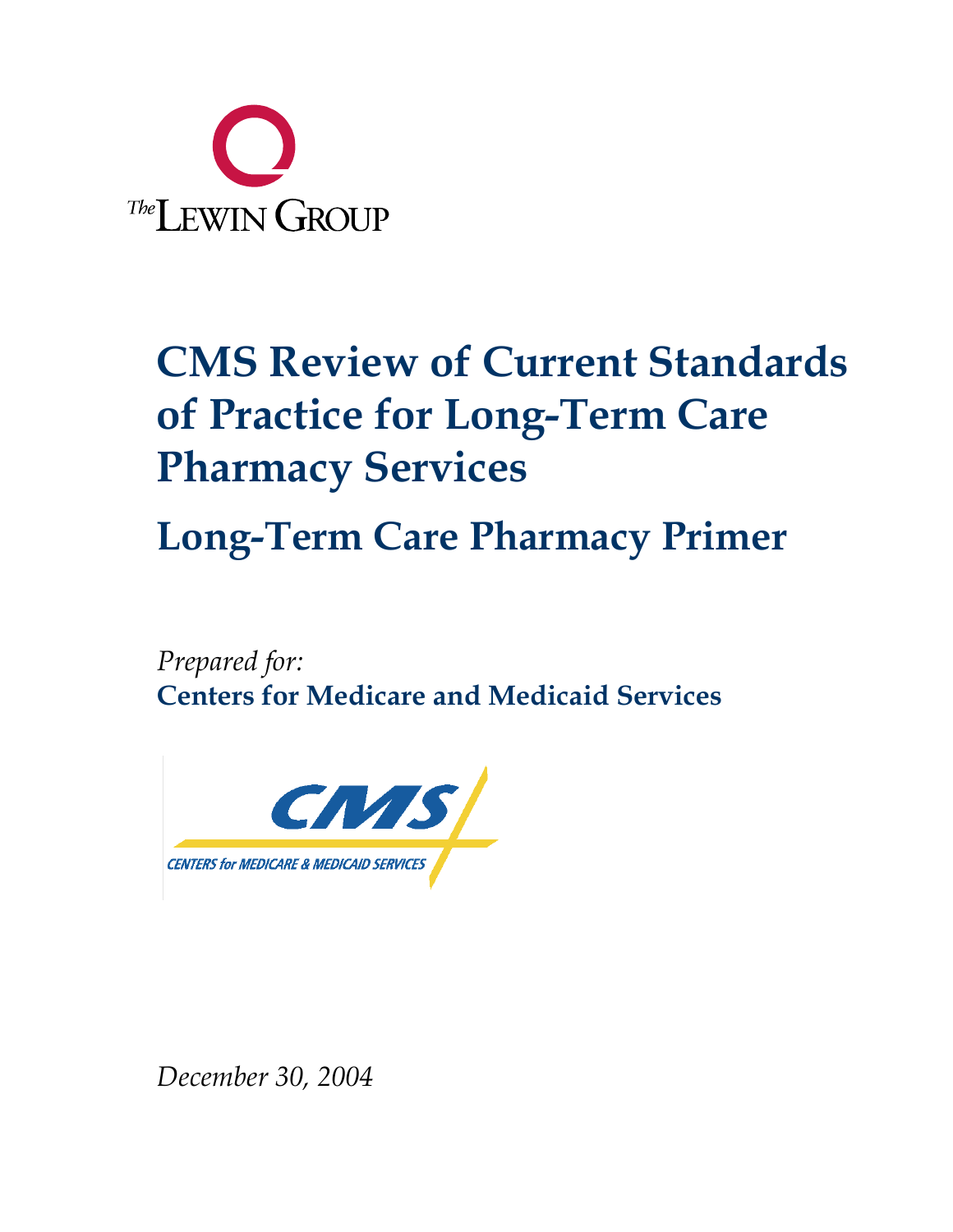The Lewin Group

# CMS Review of Current Standards of Practice for Long-Term Care Pharmacy Services

## Long-Term Care Pharmacy Primer

*Prepared for:*
**Centers for Medicare and Medicaid Services**

CMS
CENTERS for MEDICARE & MEDICAID SERVICES

*December 30, 2004*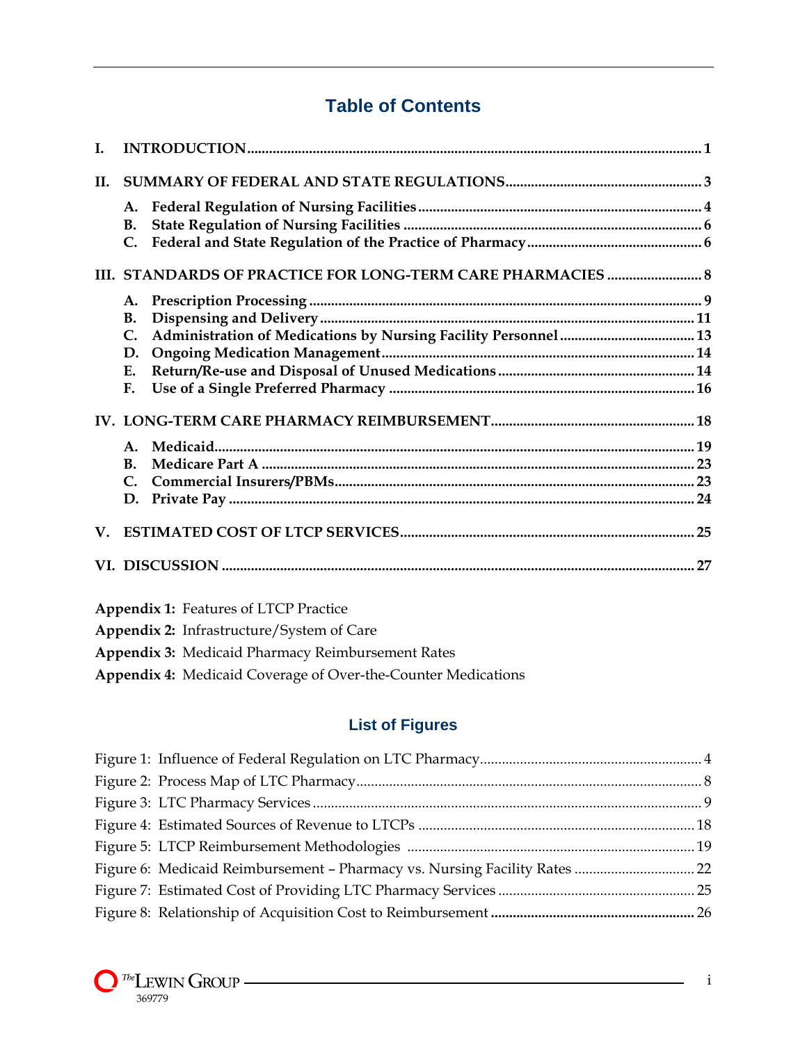# Table of Contents

**I. INTRODUCTION** .... 1

**II. SUMMARY OF FEDERAL AND STATE REGULATIONS** .... 3

- **A. Federal Regulation of Nursing Facilities** .... 4
- **B. State Regulation of Nursing Facilities** .... 6
- **C. Federal and State Regulation of the Practice of Pharmacy** .... 6

**III. STANDARDS OF PRACTICE FOR LONG-TERM CARE PHARMACIES** .... 8

- **A. Prescription Processing** .... 9
- **B. Dispensing and Delivery** .... 11
- **C. Administration of Medications by Nursing Facility Personnel** .... 13
- **D. Ongoing Medication Management** .... 14
- **E. Return/Re-use and Disposal of Unused Medications** .... 14
- **F. Use of a Single Preferred Pharmacy** .... 16

**IV. LONG-TERM CARE PHARMACY REIMBURSEMENT** .... 18

- **A. Medicaid** .... 19
- **B. Medicare Part A** .... 23
- **C. Commercial Insurers/PBMs** .... 23
- **D. Private Pay** .... 24

**V. ESTIMATED COST OF LTCP SERVICES** .... 25

**VI. DISCUSSION** .... 27

**Appendix 1:** Features of LTCP Practice

**Appendix 2:** Infrastructure/System of Care

**Appendix 3:** Medicaid Pharmacy Reimbursement Rates

**Appendix 4:** Medicaid Coverage of Over-the-Counter Medications

## List of Figures

Figure 1: Influence of Federal Regulation on LTC Pharmacy .... 4

Figure 2: Process Map of LTC Pharmacy .... 8

Figure 3: LTC Pharmacy Services .... 9

Figure 4: Estimated Sources of Revenue to LTCPs .... 18

Figure 5: LTCP Reimbursement Methodologies .... 19

Figure 6: Medicaid Reimbursement – Pharmacy vs. Nursing Facility Rates .... 22

Figure 7: Estimated Cost of Providing LTC Pharmacy Services .... 25

Figure 8: Relationship of Acquisition Cost to Reimbursement .... 26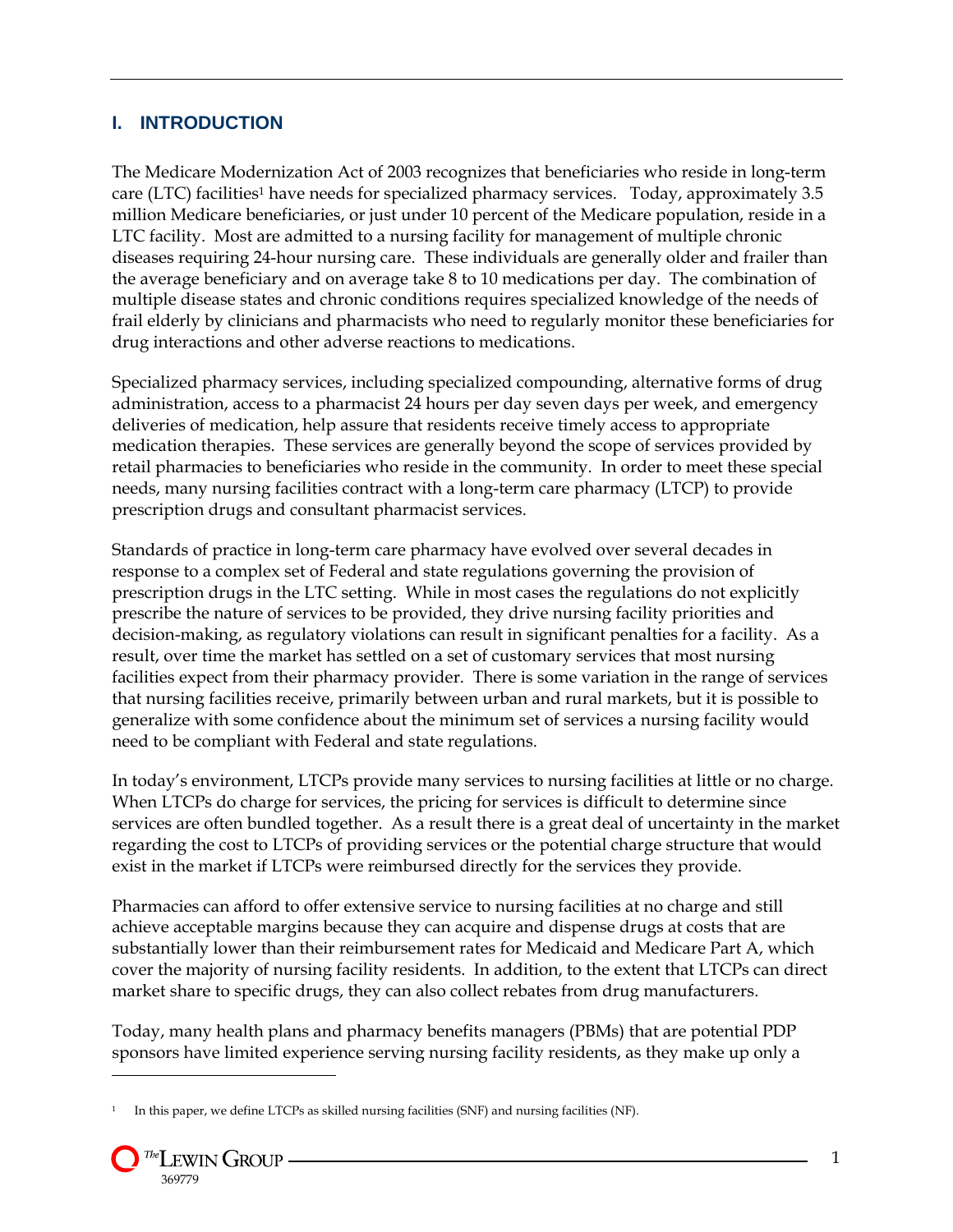## I. INTRODUCTION

The Medicare Modernization Act of 2003 recognizes that beneficiaries who reside in long-term care (LTC) facilities[1] have needs for specialized pharmacy services. Today, approximately 3.5 million Medicare beneficiaries, or just under 10 percent of the Medicare population, reside in a LTC facility. Most are admitted to a nursing facility for management of multiple chronic diseases requiring 24-hour nursing care. These individuals are generally older and frailer than the average beneficiary and on average take 8 to 10 medications per day. The combination of multiple disease states and chronic conditions requires specialized knowledge of the needs of frail elderly by clinicians and pharmacists who need to regularly monitor these beneficiaries for drug interactions and other adverse reactions to medications.

Specialized pharmacy services, including specialized compounding, alternative forms of drug administration, access to a pharmacist 24 hours per day seven days per week, and emergency deliveries of medication, help assure that residents receive timely access to appropriate medication therapies. These services are generally beyond the scope of services provided by retail pharmacies to beneficiaries who reside in the community. In order to meet these special needs, many nursing facilities contract with a long-term care pharmacy (LTCP) to provide prescription drugs and consultant pharmacist services.

Standards of practice in long-term care pharmacy have evolved over several decades in response to a complex set of Federal and state regulations governing the provision of prescription drugs in the LTC setting. While in most cases the regulations do not explicitly prescribe the nature of services to be provided, they drive nursing facility priorities and decision-making, as regulatory violations can result in significant penalties for a facility. As a result, over time the market has settled on a set of customary services that most nursing facilities expect from their pharmacy provider. There is some variation in the range of services that nursing facilities receive, primarily between urban and rural markets, but it is possible to generalize with some confidence about the minimum set of services a nursing facility would need to be compliant with Federal and state regulations.

In today's environment, LTCPs provide many services to nursing facilities at little or no charge. When LTCPs do charge for services, the pricing for services is difficult to determine since services are often bundled together. As a result there is a great deal of uncertainty in the market regarding the cost to LTCPs of providing services or the potential charge structure that would exist in the market if LTCPs were reimbursed directly for the services they provide.

Pharmacies can afford to offer extensive service to nursing facilities at no charge and still achieve acceptable margins because they can acquire and dispense drugs at costs that are substantially lower than their reimbursement rates for Medicaid and Medicare Part A, which cover the majority of nursing facility residents. In addition, to the extent that LTCPs can direct market share to specific drugs, they can also collect rebates from drug manufacturers.

Today, many health plans and pharmacy benefits managers (PBMs) that are potential PDP sponsors have limited experience serving nursing facility residents, as they make up only a

---

[1] In this paper, we define LTCPs as skilled nursing facilities (SNF) and nursing facilities (NF).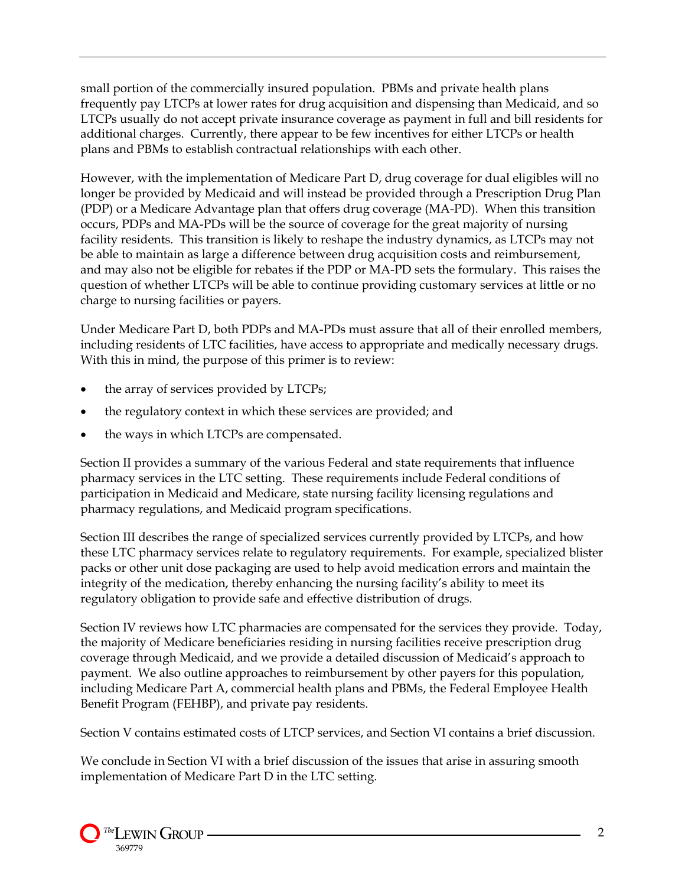small portion of the commercially insured population. PBMs and private health plans frequently pay LTCPs at lower rates for drug acquisition and dispensing than Medicaid, and so LTCPs usually do not accept private insurance coverage as payment in full and bill residents for additional charges. Currently, there appear to be few incentives for either LTCPs or health plans and PBMs to establish contractual relationships with each other.

However, with the implementation of Medicare Part D, drug coverage for dual eligibles will no longer be provided by Medicaid and will instead be provided through a Prescription Drug Plan (PDP) or a Medicare Advantage plan that offers drug coverage (MA-PD). When this transition occurs, PDPs and MA-PDs will be the source of coverage for the great majority of nursing facility residents. This transition is likely to reshape the industry dynamics, as LTCPs may not be able to maintain as large a difference between drug acquisition costs and reimbursement, and may also not be eligible for rebates if the PDP or MA-PD sets the formulary. This raises the question of whether LTCPs will be able to continue providing customary services at little or no charge to nursing facilities or payers.

Under Medicare Part D, both PDPs and MA-PDs must assure that all of their enrolled members, including residents of LTC facilities, have access to appropriate and medically necessary drugs. With this in mind, the purpose of this primer is to review:

- the array of services provided by LTCPs;
- the regulatory context in which these services are provided; and
- the ways in which LTCPs are compensated.

Section II provides a summary of the various Federal and state requirements that influence pharmacy services in the LTC setting. These requirements include Federal conditions of participation in Medicaid and Medicare, state nursing facility licensing regulations and pharmacy regulations, and Medicaid program specifications.

Section III describes the range of specialized services currently provided by LTCPs, and how these LTC pharmacy services relate to regulatory requirements. For example, specialized blister packs or other unit dose packaging are used to help avoid medication errors and maintain the integrity of the medication, thereby enhancing the nursing facility's ability to meet its regulatory obligation to provide safe and effective distribution of drugs.

Section IV reviews how LTC pharmacies are compensated for the services they provide. Today, the majority of Medicare beneficiaries residing in nursing facilities receive prescription drug coverage through Medicaid, and we provide a detailed discussion of Medicaid's approach to payment. We also outline approaches to reimbursement by other payers for this population, including Medicare Part A, commercial health plans and PBMs, the Federal Employee Health Benefit Program (FEHBP), and private pay residents.

Section V contains estimated costs of LTCP services, and Section VI contains a brief discussion.

We conclude in Section VI with a brief discussion of the issues that arise in assuring smooth implementation of Medicare Part D in the LTC setting.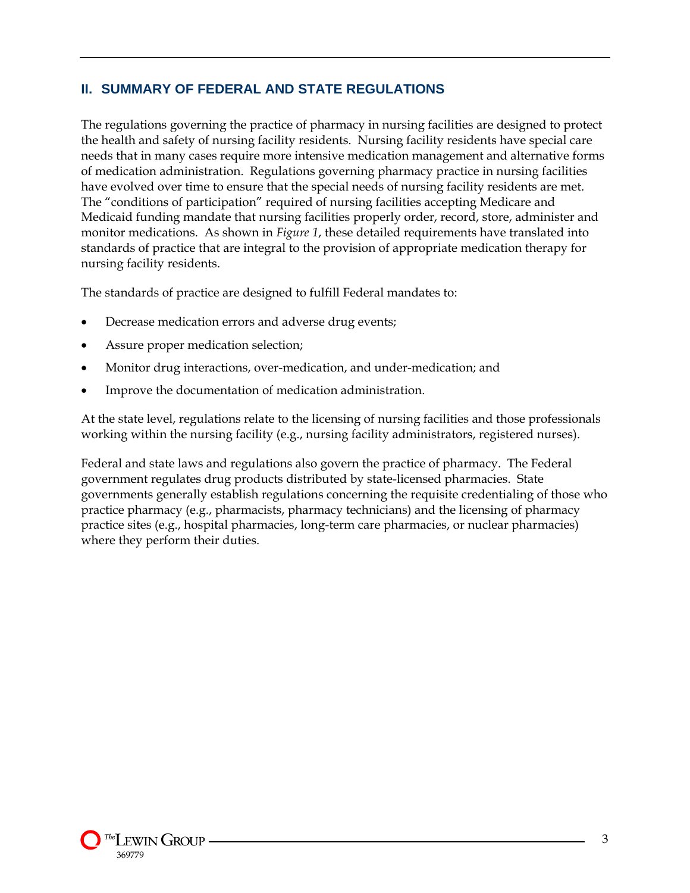## II. SUMMARY OF FEDERAL AND STATE REGULATIONS

The regulations governing the practice of pharmacy in nursing facilities are designed to protect the health and safety of nursing facility residents. Nursing facility residents have special care needs that in many cases require more intensive medication management and alternative forms of medication administration. Regulations governing pharmacy practice in nursing facilities have evolved over time to ensure that the special needs of nursing facility residents are met. The "conditions of participation" required of nursing facilities accepting Medicare and Medicaid funding mandate that nursing facilities properly order, record, store, administer and monitor medications. As shown in *Figure 1*, these detailed requirements have translated into standards of practice that are integral to the provision of appropriate medication therapy for nursing facility residents.

The standards of practice are designed to fulfill Federal mandates to:

- Decrease medication errors and adverse drug events;
- Assure proper medication selection;
- Monitor drug interactions, over-medication, and under-medication; and
- Improve the documentation of medication administration.

At the state level, regulations relate to the licensing of nursing facilities and those professionals working within the nursing facility (e.g., nursing facility administrators, registered nurses).

Federal and state laws and regulations also govern the practice of pharmacy. The Federal government regulates drug products distributed by state-licensed pharmacies. State governments generally establish regulations concerning the requisite credentialing of those who practice pharmacy (e.g., pharmacists, pharmacy technicians) and the licensing of pharmacy practice sites (e.g., hospital pharmacies, long-term care pharmacies, or nuclear pharmacies) where they perform their duties.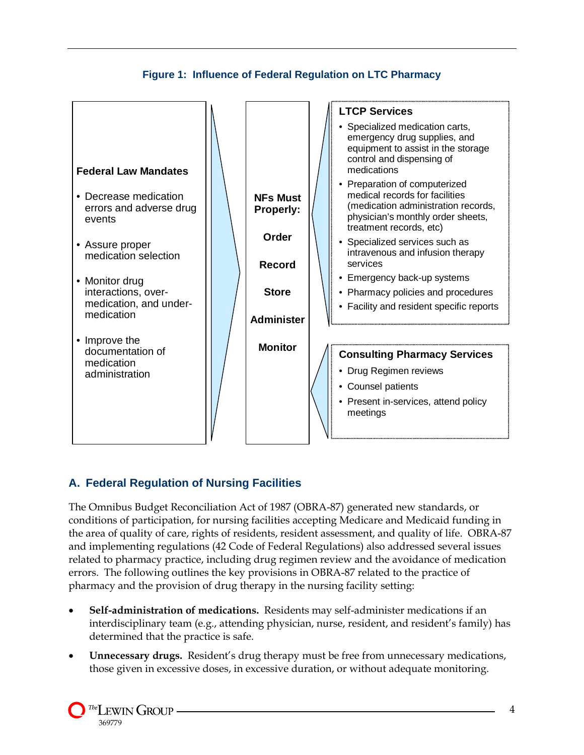**Figure 1: Influence of Federal Regulation on LTC Pharmacy**

**Federal Law Mandates**

- Decrease medication errors and adverse drug events
- Assure proper medication selection
- Monitor drug interactions, over-medication, and under-medication
- Improve the documentation of medication administration

**NFs Must Properly:**

**Order**

**Record**

**Store**

**Administer**

**Monitor**

**LTCP Services**

- Specialized medication carts, emergency drug supplies, and equipment to assist in the storage control and dispensing of medications
- Preparation of computerized medical records for facilities (medication administration records, physician's monthly order sheets, treatment records, etc)
- Specialized services such as intravenous and infusion therapy services
- Emergency back-up systems
- Pharmacy policies and procedures
- Facility and resident specific reports

**Consulting Pharmacy Services**

- Drug Regimen reviews
- Counsel patients
- Present in-services, attend policy meetings

## A. Federal Regulation of Nursing Facilities

The Omnibus Budget Reconciliation Act of 1987 (OBRA-87) generated new standards, or conditions of participation, for nursing facilities accepting Medicare and Medicaid funding in the area of quality of care, rights of residents, resident assessment, and quality of life. OBRA-87 and implementing regulations (42 Code of Federal Regulations) also addressed several issues related to pharmacy practice, including drug regimen review and the avoidance of medication errors. The following outlines the key provisions in OBRA-87 related to the practice of pharmacy and the provision of drug therapy in the nursing facility setting:

- **Self-administration of medications.** Residents may self-administer medications if an interdisciplinary team (e.g., attending physician, nurse, resident, and resident's family) has determined that the practice is safe.
- **Unnecessary drugs.** Resident's drug therapy must be free from unnecessary medications, those given in excessive doses, in excessive duration, or without adequate monitoring.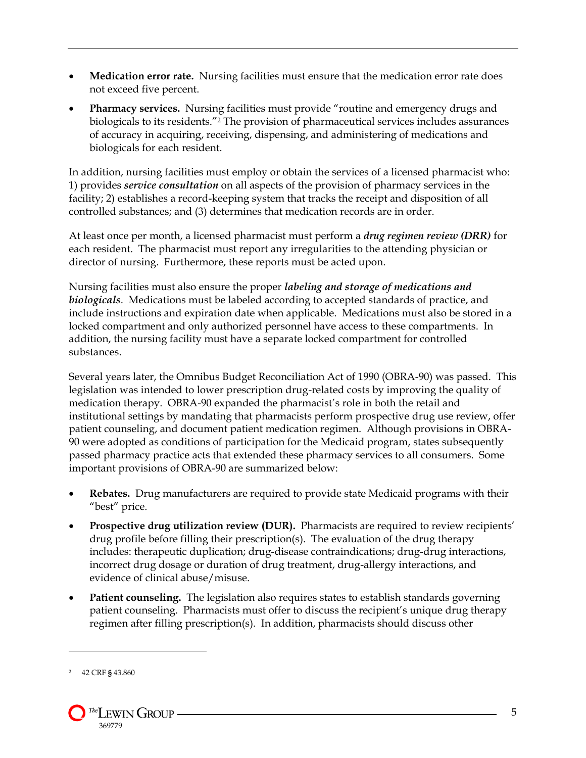- **Medication error rate.** Nursing facilities must ensure that the medication error rate does not exceed five percent.
- **Pharmacy services.** Nursing facilities must provide "routine and emergency drugs and biologicals to its residents."[2] The provision of pharmaceutical services includes assurances of accuracy in acquiring, receiving, dispensing, and administering of medications and biologicals for each resident.

In addition, nursing facilities must employ or obtain the services of a licensed pharmacist who: 1) provides ***service consultation*** on all aspects of the provision of pharmacy services in the facility; 2) establishes a record-keeping system that tracks the receipt and disposition of all controlled substances; and (3) determines that medication records are in order.

At least once per month, a licensed pharmacist must perform a ***drug regimen review (DRR)*** for each resident. The pharmacist must report any irregularities to the attending physician or director of nursing. Furthermore, these reports must be acted upon.

Nursing facilities must also ensure the proper ***labeling and storage of medications and biologicals***. Medications must be labeled according to accepted standards of practice, and include instructions and expiration date when applicable. Medications must also be stored in a locked compartment and only authorized personnel have access to these compartments. In addition, the nursing facility must have a separate locked compartment for controlled substances.

Several years later, the Omnibus Budget Reconciliation Act of 1990 (OBRA-90) was passed. This legislation was intended to lower prescription drug-related costs by improving the quality of medication therapy. OBRA-90 expanded the pharmacist's role in both the retail and institutional settings by mandating that pharmacists perform prospective drug use review, offer patient counseling, and document patient medication regimen. Although provisions in OBRA-90 were adopted as conditions of participation for the Medicaid program, states subsequently passed pharmacy practice acts that extended these pharmacy services to all consumers. Some important provisions of OBRA-90 are summarized below:

- **Rebates.** Drug manufacturers are required to provide state Medicaid programs with their "best" price.
- **Prospective drug utilization review (DUR).** Pharmacists are required to review recipients' drug profile before filling their prescription(s). The evaluation of the drug therapy includes: therapeutic duplication; drug-disease contraindications; drug-drug interactions, incorrect drug dosage or duration of drug treatment, drug-allergy interactions, and evidence of clinical abuse/misuse.
- **Patient counseling.** The legislation also requires states to establish standards governing patient counseling. Pharmacists must offer to discuss the recipient's unique drug therapy regimen after filling prescription(s). In addition, pharmacists should discuss other

[2] 42 CRF § 43.860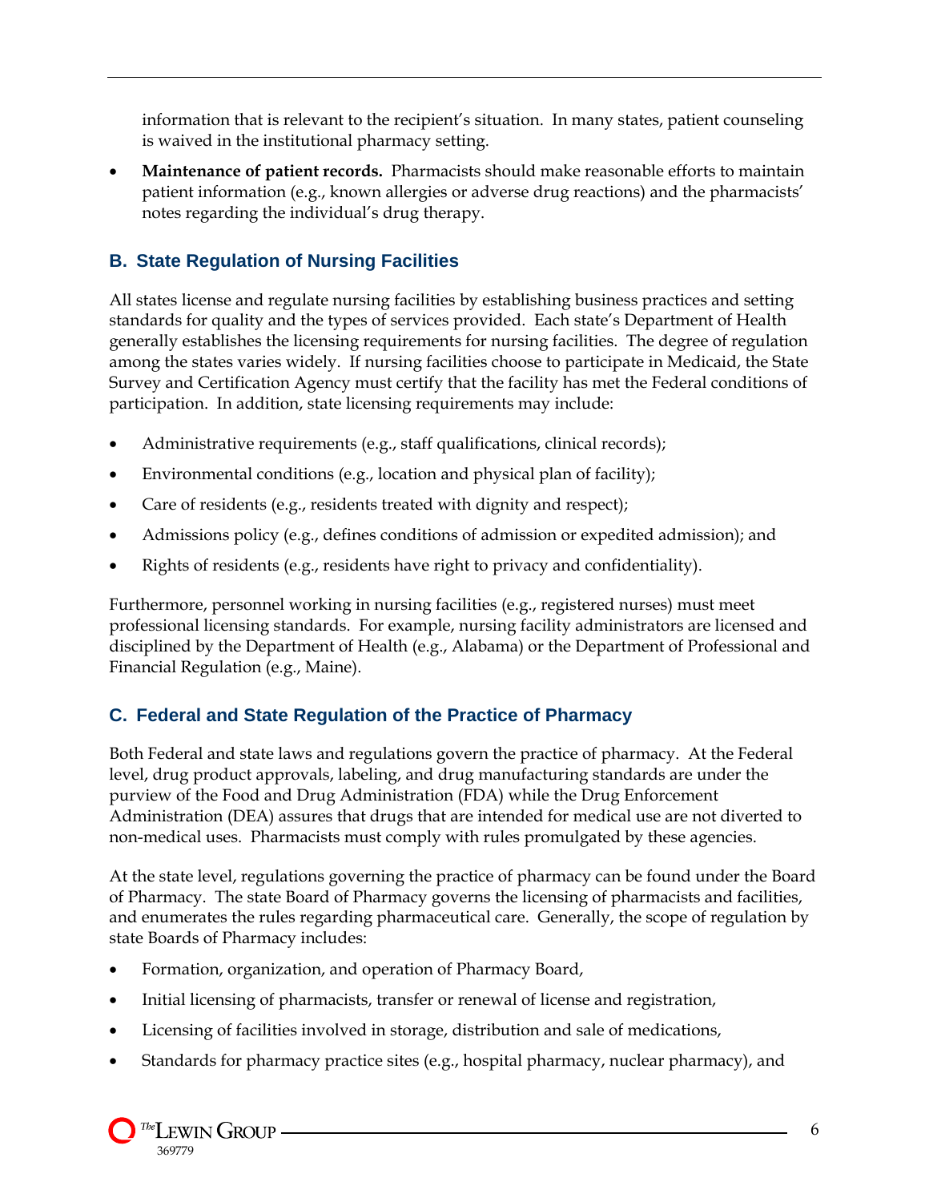information that is relevant to the recipient's situation. In many states, patient counseling is waived in the institutional pharmacy setting.

- **Maintenance of patient records.** Pharmacists should make reasonable efforts to maintain patient information (e.g., known allergies or adverse drug reactions) and the pharmacists' notes regarding the individual's drug therapy.

## B. State Regulation of Nursing Facilities

All states license and regulate nursing facilities by establishing business practices and setting standards for quality and the types of services provided. Each state's Department of Health generally establishes the licensing requirements for nursing facilities. The degree of regulation among the states varies widely. If nursing facilities choose to participate in Medicaid, the State Survey and Certification Agency must certify that the facility has met the Federal conditions of participation. In addition, state licensing requirements may include:

- Administrative requirements (e.g., staff qualifications, clinical records);
- Environmental conditions (e.g., location and physical plan of facility);
- Care of residents (e.g., residents treated with dignity and respect);
- Admissions policy (e.g., defines conditions of admission or expedited admission); and
- Rights of residents (e.g., residents have right to privacy and confidentiality).

Furthermore, personnel working in nursing facilities (e.g., registered nurses) must meet professional licensing standards. For example, nursing facility administrators are licensed and disciplined by the Department of Health (e.g., Alabama) or the Department of Professional and Financial Regulation (e.g., Maine).

## C. Federal and State Regulation of the Practice of Pharmacy

Both Federal and state laws and regulations govern the practice of pharmacy. At the Federal level, drug product approvals, labeling, and drug manufacturing standards are under the purview of the Food and Drug Administration (FDA) while the Drug Enforcement Administration (DEA) assures that drugs that are intended for medical use are not diverted to non-medical uses. Pharmacists must comply with rules promulgated by these agencies.

At the state level, regulations governing the practice of pharmacy can be found under the Board of Pharmacy. The state Board of Pharmacy governs the licensing of pharmacists and facilities, and enumerates the rules regarding pharmaceutical care. Generally, the scope of regulation by state Boards of Pharmacy includes:

- Formation, organization, and operation of Pharmacy Board,
- Initial licensing of pharmacists, transfer or renewal of license and registration,
- Licensing of facilities involved in storage, distribution and sale of medications,
- Standards for pharmacy practice sites (e.g., hospital pharmacy, nuclear pharmacy), and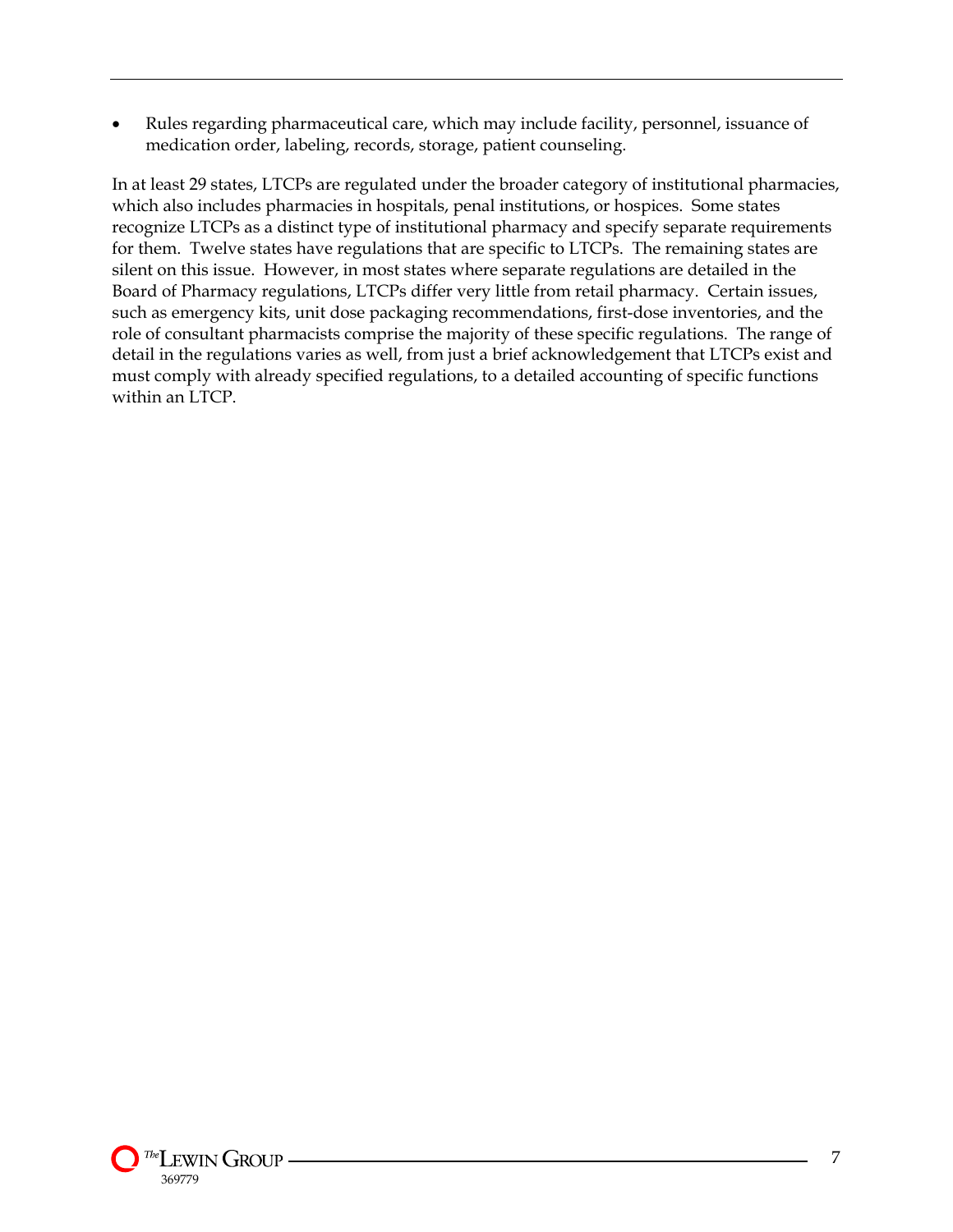- Rules regarding pharmaceutical care, which may include facility, personnel, issuance of medication order, labeling, records, storage, patient counseling.

In at least 29 states, LTCPs are regulated under the broader category of institutional pharmacies, which also includes pharmacies in hospitals, penal institutions, or hospices. Some states recognize LTCPs as a distinct type of institutional pharmacy and specify separate requirements for them. Twelve states have regulations that are specific to LTCPs. The remaining states are silent on this issue. However, in most states where separate regulations are detailed in the Board of Pharmacy regulations, LTCPs differ very little from retail pharmacy. Certain issues, such as emergency kits, unit dose packaging recommendations, first-dose inventories, and the role of consultant pharmacists comprise the majority of these specific regulations. The range of detail in the regulations varies as well, from just a brief acknowledgement that LTCPs exist and must comply with already specified regulations, to a detailed accounting of specific functions within an LTCP.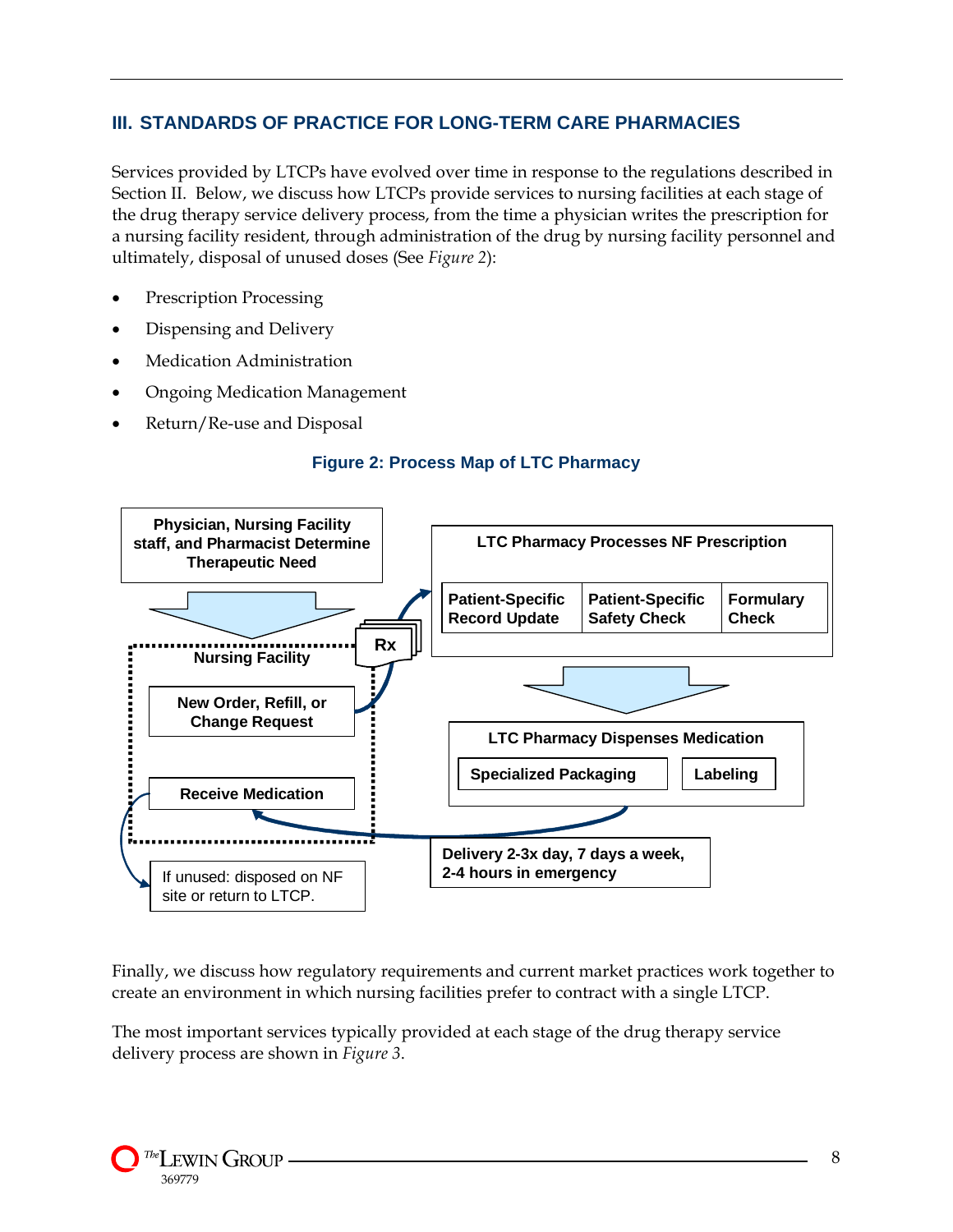## III. STANDARDS OF PRACTICE FOR LONG-TERM CARE PHARMACIES

Services provided by LTCPs have evolved over time in response to the regulations described in Section II. Below, we discuss how LTCPs provide services to nursing facilities at each stage of the drug therapy service delivery process, from the time a physician writes the prescription for a nursing facility resident, through administration of the drug by nursing facility personnel and ultimately, disposal of unused doses (See *Figure 2*):

- Prescription Processing
- Dispensing and Delivery
- Medication Administration
- Ongoing Medication Management
- Return/Re-use and Disposal

**Figure 2: Process Map of LTC Pharmacy**

**Physician, Nursing Facility staff, and Pharmacist Determine Therapeutic Need**

**Nursing Facility**
- **New Order, Refill, or Change Request**
- **Receive Medication**

**Rx**

**LTC Pharmacy Processes NF Prescription**
- **Patient-Specific Record Update**
- **Patient-Specific Safety Check**
- **Formulary Check**

**LTC Pharmacy Dispenses Medication**
- **Specialized Packaging**
- **Labeling**

**Delivery 2-3x day, 7 days a week, 2-4 hours in emergency**

If unused: disposed on NF site or return to LTCP.

Finally, we discuss how regulatory requirements and current market practices work together to create an environment in which nursing facilities prefer to contract with a single LTCP.

The most important services typically provided at each stage of the drug therapy service delivery process are shown in *Figure 3*.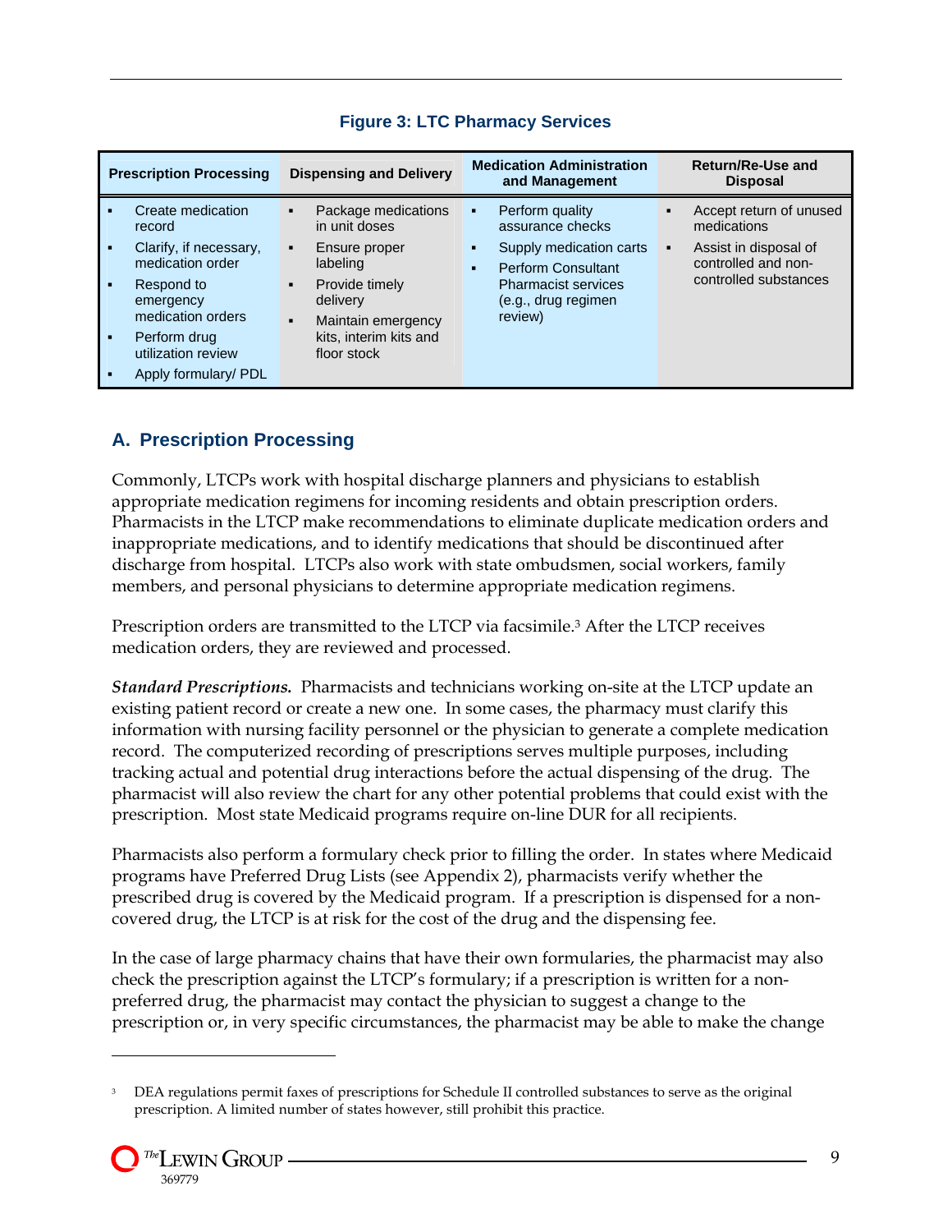**Figure 3: LTC Pharmacy Services**

| Prescription Processing | Dispensing and Delivery | Medication Administration and Management | Return/Re-Use and Disposal |
|---|---|---|---|
| ▪ Create medication record<br>▪ Clarify, if necessary, medication order<br>▪ Respond to emergency medication orders<br>▪ Perform drug utilization review<br>▪ Apply formulary/ PDL | ▪ Package medications in unit doses<br>▪ Ensure proper labeling<br>▪ Provide timely delivery<br>▪ Maintain emergency kits, interim kits and floor stock | ▪ Perform quality assurance checks<br>▪ Supply medication carts<br>▪ Perform Consultant Pharmacist services (e.g., drug regimen review) | ▪ Accept return of unused medications<br>▪ Assist in disposal of controlled and non-controlled substances |

## A. Prescription Processing

Commonly, LTCPs work with hospital discharge planners and physicians to establish appropriate medication regimens for incoming residents and obtain prescription orders. Pharmacists in the LTCP make recommendations to eliminate duplicate medication orders and inappropriate medications, and to identify medications that should be discontinued after discharge from hospital. LTCPs also work with state ombudsmen, social workers, family members, and personal physicians to determine appropriate medication regimens.

Prescription orders are transmitted to the LTCP via facsimile.[3] After the LTCP receives medication orders, they are reviewed and processed.

***Standard Prescriptions.*** Pharmacists and technicians working on-site at the LTCP update an existing patient record or create a new one. In some cases, the pharmacy must clarify this information with nursing facility personnel or the physician to generate a complete medication record. The computerized recording of prescriptions serves multiple purposes, including tracking actual and potential drug interactions before the actual dispensing of the drug. The pharmacist will also review the chart for any other potential problems that could exist with the prescription. Most state Medicaid programs require on-line DUR for all recipients.

Pharmacists also perform a formulary check prior to filling the order. In states where Medicaid programs have Preferred Drug Lists (see Appendix 2), pharmacists verify whether the prescribed drug is covered by the Medicaid program. If a prescription is dispensed for a non-covered drug, the LTCP is at risk for the cost of the drug and the dispensing fee.

In the case of large pharmacy chains that have their own formularies, the pharmacist may also check the prescription against the LTCP's formulary; if a prescription is written for a non-preferred drug, the pharmacist may contact the physician to suggest a change to the prescription or, in very specific circumstances, the pharmacist may be able to make the change

[3] DEA regulations permit faxes of prescriptions for Schedule II controlled substances to serve as the original prescription. A limited number of states however, still prohibit this practice.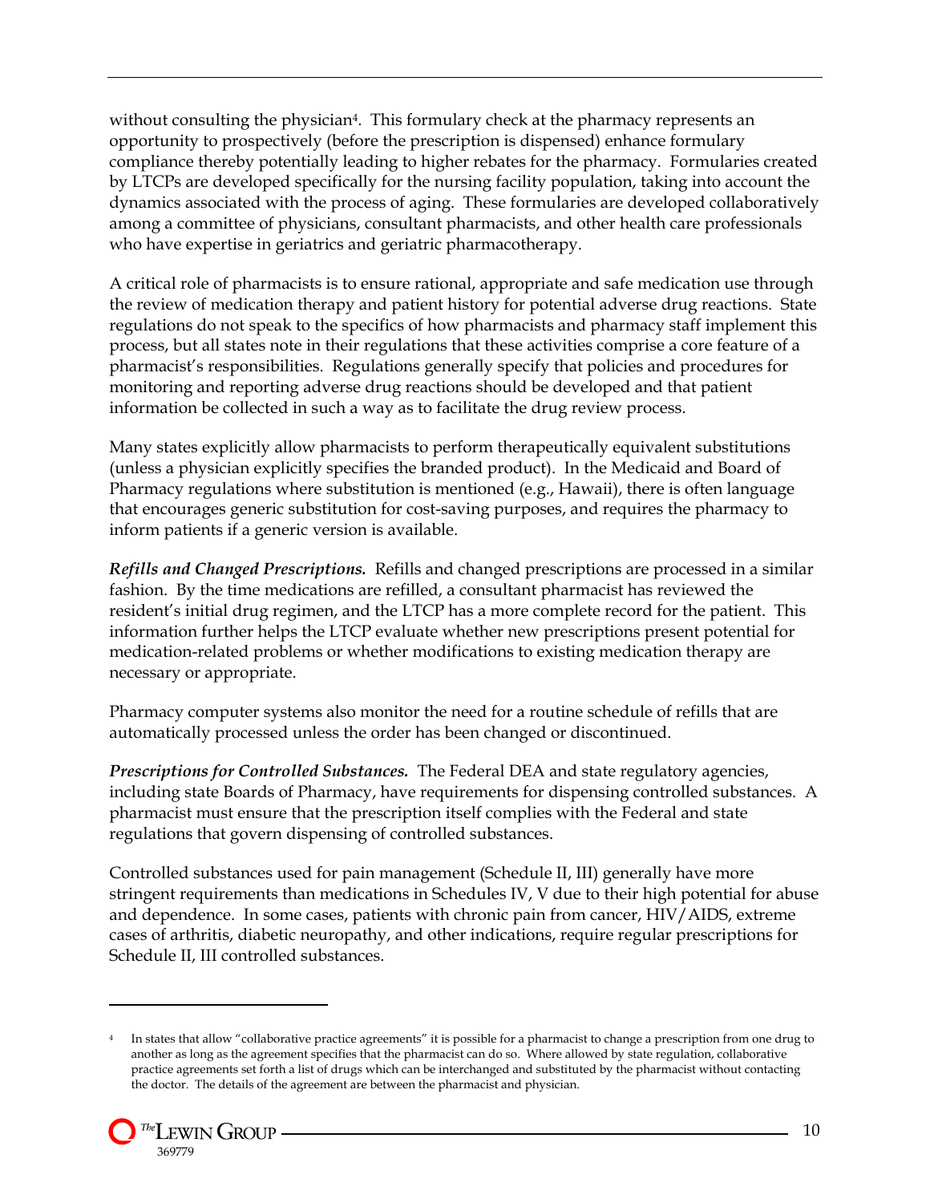without consulting the physician[4]. This formulary check at the pharmacy represents an opportunity to prospectively (before the prescription is dispensed) enhance formulary compliance thereby potentially leading to higher rebates for the pharmacy. Formularies created by LTCPs are developed specifically for the nursing facility population, taking into account the dynamics associated with the process of aging. These formularies are developed collaboratively among a committee of physicians, consultant pharmacists, and other health care professionals who have expertise in geriatrics and geriatric pharmacotherapy.

A critical role of pharmacists is to ensure rational, appropriate and safe medication use through the review of medication therapy and patient history for potential adverse drug reactions. State regulations do not speak to the specifics of how pharmacists and pharmacy staff implement this process, but all states note in their regulations that these activities comprise a core feature of a pharmacist's responsibilities. Regulations generally specify that policies and procedures for monitoring and reporting adverse drug reactions should be developed and that patient information be collected in such a way as to facilitate the drug review process.

Many states explicitly allow pharmacists to perform therapeutically equivalent substitutions (unless a physician explicitly specifies the branded product). In the Medicaid and Board of Pharmacy regulations where substitution is mentioned (e.g., Hawaii), there is often language that encourages generic substitution for cost-saving purposes, and requires the pharmacy to inform patients if a generic version is available.

***Refills and Changed Prescriptions.*** Refills and changed prescriptions are processed in a similar fashion. By the time medications are refilled, a consultant pharmacist has reviewed the resident's initial drug regimen, and the LTCP has a more complete record for the patient. This information further helps the LTCP evaluate whether new prescriptions present potential for medication-related problems or whether modifications to existing medication therapy are necessary or appropriate.

Pharmacy computer systems also monitor the need for a routine schedule of refills that are automatically processed unless the order has been changed or discontinued.

***Prescriptions for Controlled Substances.*** The Federal DEA and state regulatory agencies, including state Boards of Pharmacy, have requirements for dispensing controlled substances. A pharmacist must ensure that the prescription itself complies with the Federal and state regulations that govern dispensing of controlled substances.

Controlled substances used for pain management (Schedule II, III) generally have more stringent requirements than medications in Schedules IV, V due to their high potential for abuse and dependence. In some cases, patients with chronic pain from cancer, HIV/AIDS, extreme cases of arthritis, diabetic neuropathy, and other indications, require regular prescriptions for Schedule II, III controlled substances.

[4] In states that allow "collaborative practice agreements" it is possible for a pharmacist to change a prescription from one drug to another as long as the agreement specifies that the pharmacist can do so. Where allowed by state regulation, collaborative practice agreements set forth a list of drugs which can be interchanged and substituted by the pharmacist without contacting the doctor. The details of the agreement are between the pharmacist and physician.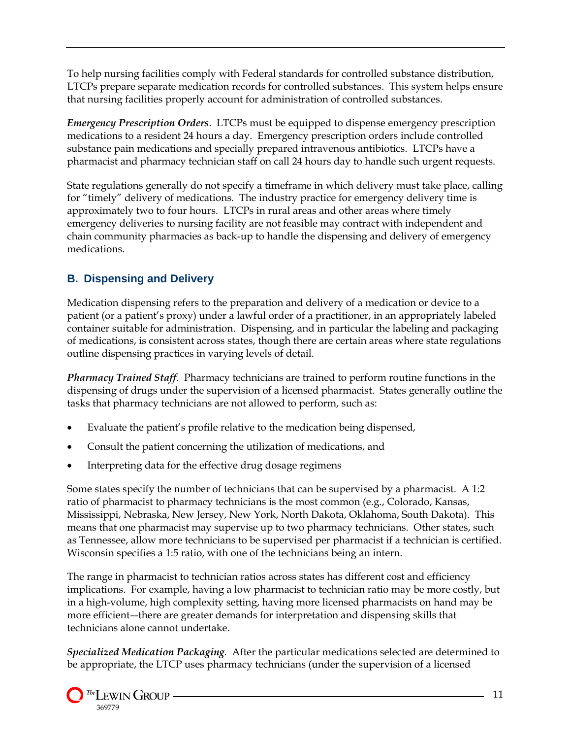To help nursing facilities comply with Federal standards for controlled substance distribution, LTCPs prepare separate medication records for controlled substances. This system helps ensure that nursing facilities properly account for administration of controlled substances.

***Emergency Prescription Orders***. LTCPs must be equipped to dispense emergency prescription medications to a resident 24 hours a day. Emergency prescription orders include controlled substance pain medications and specially prepared intravenous antibiotics. LTCPs have a pharmacist and pharmacy technician staff on call 24 hours day to handle such urgent requests.

State regulations generally do not specify a timeframe in which delivery must take place, calling for "timely" delivery of medications. The industry practice for emergency delivery time is approximately two to four hours. LTCPs in rural areas and other areas where timely emergency deliveries to nursing facility are not feasible may contract with independent and chain community pharmacies as back-up to handle the dispensing and delivery of emergency medications.

## B. Dispensing and Delivery

Medication dispensing refers to the preparation and delivery of a medication or device to a patient (or a patient's proxy) under a lawful order of a practitioner, in an appropriately labeled container suitable for administration. Dispensing, and in particular the labeling and packaging of medications, is consistent across states, though there are certain areas where state regulations outline dispensing practices in varying levels of detail.

***Pharmacy Trained Staff***. Pharmacy technicians are trained to perform routine functions in the dispensing of drugs under the supervision of a licensed pharmacist. States generally outline the tasks that pharmacy technicians are not allowed to perform, such as:

- Evaluate the patient's profile relative to the medication being dispensed,
- Consult the patient concerning the utilization of medications, and
- Interpreting data for the effective drug dosage regimens

Some states specify the number of technicians that can be supervised by a pharmacist. A 1:2 ratio of pharmacist to pharmacy technicians is the most common (e.g., Colorado, Kansas, Mississippi, Nebraska, New Jersey, New York, North Dakota, Oklahoma, South Dakota). This means that one pharmacist may supervise up to two pharmacy technicians. Other states, such as Tennessee, allow more technicians to be supervised per pharmacist if a technician is certified. Wisconsin specifies a 1:5 ratio, with one of the technicians being an intern.

The range in pharmacist to technician ratios across states has different cost and efficiency implications. For example, having a low pharmacist to technician ratio may be more costly, but in a high-volume, high complexity setting, having more licensed pharmacists on hand may be more efficient--there are greater demands for interpretation and dispensing skills that technicians alone cannot undertake.

***Specialized Medication Packaging***. After the particular medications selected are determined to be appropriate, the LTCP uses pharmacy technicians (under the supervision of a licensed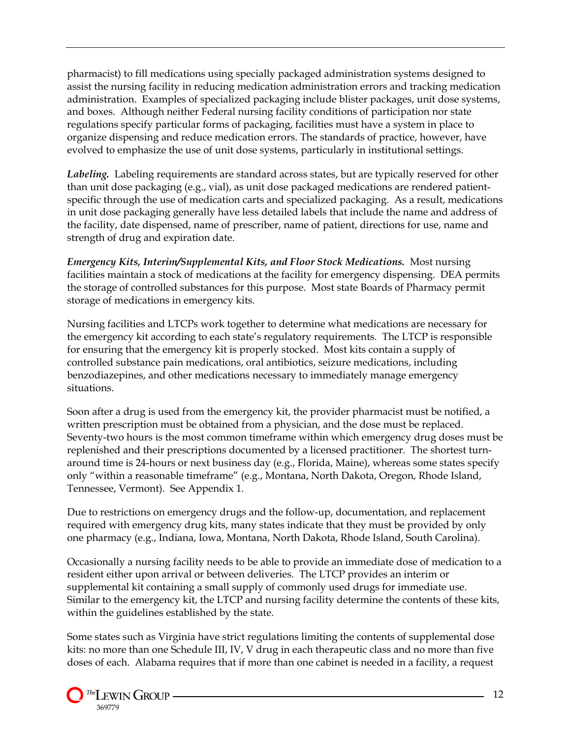pharmacist) to fill medications using specially packaged administration systems designed to assist the nursing facility in reducing medication administration errors and tracking medication administration. Examples of specialized packaging include blister packages, unit dose systems, and boxes. Although neither Federal nursing facility conditions of participation nor state regulations specify particular forms of packaging, facilities must have a system in place to organize dispensing and reduce medication errors. The standards of practice, however, have evolved to emphasize the use of unit dose systems, particularly in institutional settings.

***Labeling.*** Labeling requirements are standard across states, but are typically reserved for other than unit dose packaging (e.g., vial), as unit dose packaged medications are rendered patient-specific through the use of medication carts and specialized packaging. As a result, medications in unit dose packaging generally have less detailed labels that include the name and address of the facility, date dispensed, name of prescriber, name of patient, directions for use, name and strength of drug and expiration date.

***Emergency Kits, Interim/Supplemental Kits, and Floor Stock Medications.*** Most nursing facilities maintain a stock of medications at the facility for emergency dispensing. DEA permits the storage of controlled substances for this purpose. Most state Boards of Pharmacy permit storage of medications in emergency kits.

Nursing facilities and LTCPs work together to determine what medications are necessary for the emergency kit according to each state's regulatory requirements. The LTCP is responsible for ensuring that the emergency kit is properly stocked. Most kits contain a supply of controlled substance pain medications, oral antibiotics, seizure medications, including benzodiazepines, and other medications necessary to immediately manage emergency situations.

Soon after a drug is used from the emergency kit, the provider pharmacist must be notified, a written prescription must be obtained from a physician, and the dose must be replaced. Seventy-two hours is the most common timeframe within which emergency drug doses must be replenished and their prescriptions documented by a licensed practitioner. The shortest turn-around time is 24-hours or next business day (e.g., Florida, Maine), whereas some states specify only "within a reasonable timeframe" (e.g., Montana, North Dakota, Oregon, Rhode Island, Tennessee, Vermont). See Appendix 1.

Due to restrictions on emergency drugs and the follow-up, documentation, and replacement required with emergency drug kits, many states indicate that they must be provided by only one pharmacy (e.g., Indiana, Iowa, Montana, North Dakota, Rhode Island, South Carolina).

Occasionally a nursing facility needs to be able to provide an immediate dose of medication to a resident either upon arrival or between deliveries. The LTCP provides an interim or supplemental kit containing a small supply of commonly used drugs for immediate use. Similar to the emergency kit, the LTCP and nursing facility determine the contents of these kits, within the guidelines established by the state.

Some states such as Virginia have strict regulations limiting the contents of supplemental dose kits: no more than one Schedule III, IV, V drug in each therapeutic class and no more than five doses of each. Alabama requires that if more than one cabinet is needed in a facility, a request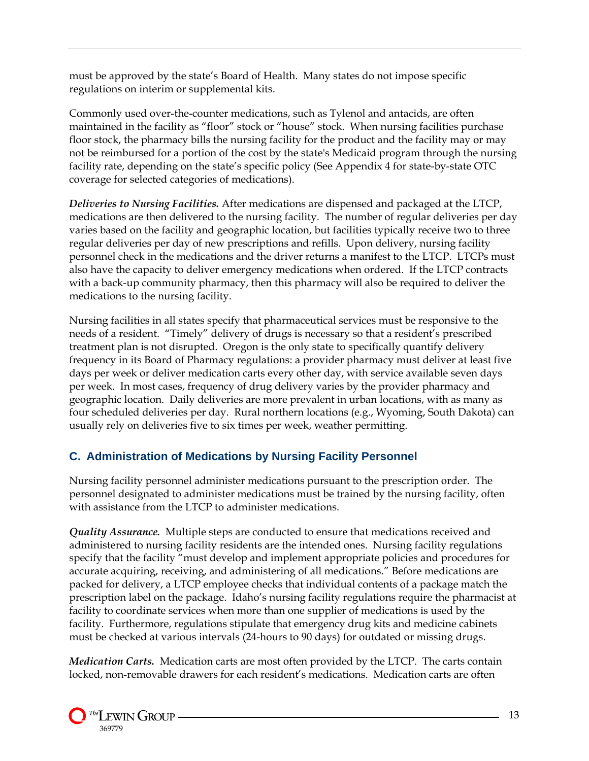must be approved by the state's Board of Health. Many states do not impose specific regulations on interim or supplemental kits.

Commonly used over-the-counter medications, such as Tylenol and antacids, are often maintained in the facility as "floor" stock or "house" stock. When nursing facilities purchase floor stock, the pharmacy bills the nursing facility for the product and the facility may or may not be reimbursed for a portion of the cost by the state's Medicaid program through the nursing facility rate, depending on the state's specific policy (See Appendix 4 for state-by-state OTC coverage for selected categories of medications).

***Deliveries to Nursing Facilities.*** After medications are dispensed and packaged at the LTCP, medications are then delivered to the nursing facility. The number of regular deliveries per day varies based on the facility and geographic location, but facilities typically receive two to three regular deliveries per day of new prescriptions and refills. Upon delivery, nursing facility personnel check in the medications and the driver returns a manifest to the LTCP. LTCPs must also have the capacity to deliver emergency medications when ordered. If the LTCP contracts with a back-up community pharmacy, then this pharmacy will also be required to deliver the medications to the nursing facility.

Nursing facilities in all states specify that pharmaceutical services must be responsive to the needs of a resident. "Timely" delivery of drugs is necessary so that a resident's prescribed treatment plan is not disrupted. Oregon is the only state to specifically quantify delivery frequency in its Board of Pharmacy regulations: a provider pharmacy must deliver at least five days per week or deliver medication carts every other day, with service available seven days per week. In most cases, frequency of drug delivery varies by the provider pharmacy and geographic location. Daily deliveries are more prevalent in urban locations, with as many as four scheduled deliveries per day. Rural northern locations (e.g., Wyoming, South Dakota) can usually rely on deliveries five to six times per week, weather permitting.

## C. Administration of Medications by Nursing Facility Personnel

Nursing facility personnel administer medications pursuant to the prescription order. The personnel designated to administer medications must be trained by the nursing facility, often with assistance from the LTCP to administer medications.

***Quality Assurance.*** Multiple steps are conducted to ensure that medications received and administered to nursing facility residents are the intended ones. Nursing facility regulations specify that the facility "must develop and implement appropriate policies and procedures for accurate acquiring, receiving, and administering of all medications." Before medications are packed for delivery, a LTCP employee checks that individual contents of a package match the prescription label on the package. Idaho's nursing facility regulations require the pharmacist at facility to coordinate services when more than one supplier of medications is used by the facility. Furthermore, regulations stipulate that emergency drug kits and medicine cabinets must be checked at various intervals (24-hours to 90 days) for outdated or missing drugs.

***Medication Carts.*** Medication carts are most often provided by the LTCP. The carts contain locked, non-removable drawers for each resident's medications. Medication carts are often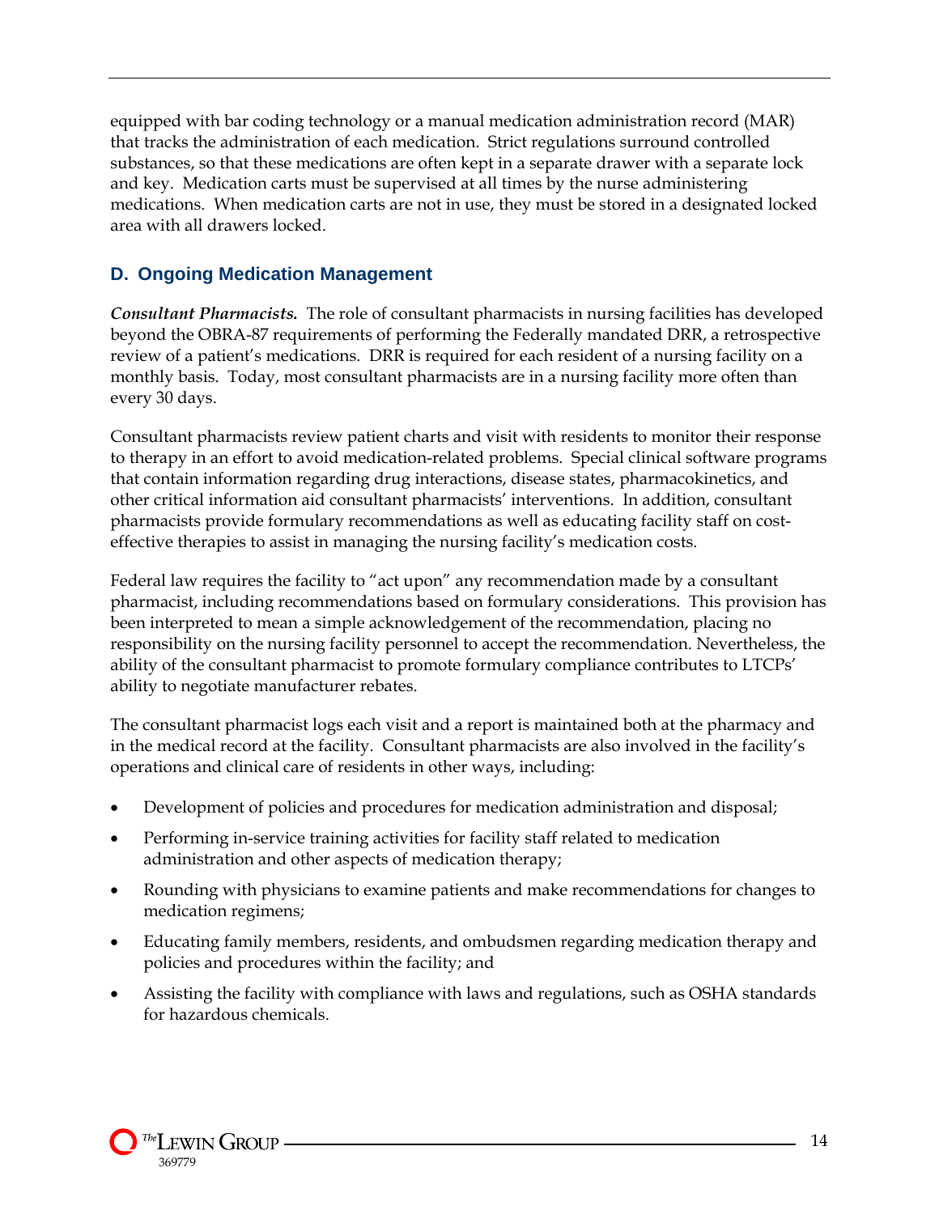equipped with bar coding technology or a manual medication administration record (MAR) that tracks the administration of each medication. Strict regulations surround controlled substances, so that these medications are often kept in a separate drawer with a separate lock and key. Medication carts must be supervised at all times by the nurse administering medications. When medication carts are not in use, they must be stored in a designated locked area with all drawers locked.

### D. Ongoing Medication Management

***Consultant Pharmacists.*** The role of consultant pharmacists in nursing facilities has developed beyond the OBRA-87 requirements of performing the Federally mandated DRR, a retrospective review of a patient's medications. DRR is required for each resident of a nursing facility on a monthly basis. Today, most consultant pharmacists are in a nursing facility more often than every 30 days.

Consultant pharmacists review patient charts and visit with residents to monitor their response to therapy in an effort to avoid medication-related problems. Special clinical software programs that contain information regarding drug interactions, disease states, pharmacokinetics, and other critical information aid consultant pharmacists' interventions. In addition, consultant pharmacists provide formulary recommendations as well as educating facility staff on cost-effective therapies to assist in managing the nursing facility's medication costs.

Federal law requires the facility to "act upon" any recommendation made by a consultant pharmacist, including recommendations based on formulary considerations. This provision has been interpreted to mean a simple acknowledgement of the recommendation, placing no responsibility on the nursing facility personnel to accept the recommendation. Nevertheless, the ability of the consultant pharmacist to promote formulary compliance contributes to LTCPs' ability to negotiate manufacturer rebates.

The consultant pharmacist logs each visit and a report is maintained both at the pharmacy and in the medical record at the facility. Consultant pharmacists are also involved in the facility's operations and clinical care of residents in other ways, including:

- Development of policies and procedures for medication administration and disposal;
- Performing in-service training activities for facility staff related to medication administration and other aspects of medication therapy;
- Rounding with physicians to examine patients and make recommendations for changes to medication regimens;
- Educating family members, residents, and ombudsmen regarding medication therapy and policies and procedures within the facility; and
- Assisting the facility with compliance with laws and regulations, such as OSHA standards for hazardous chemicals.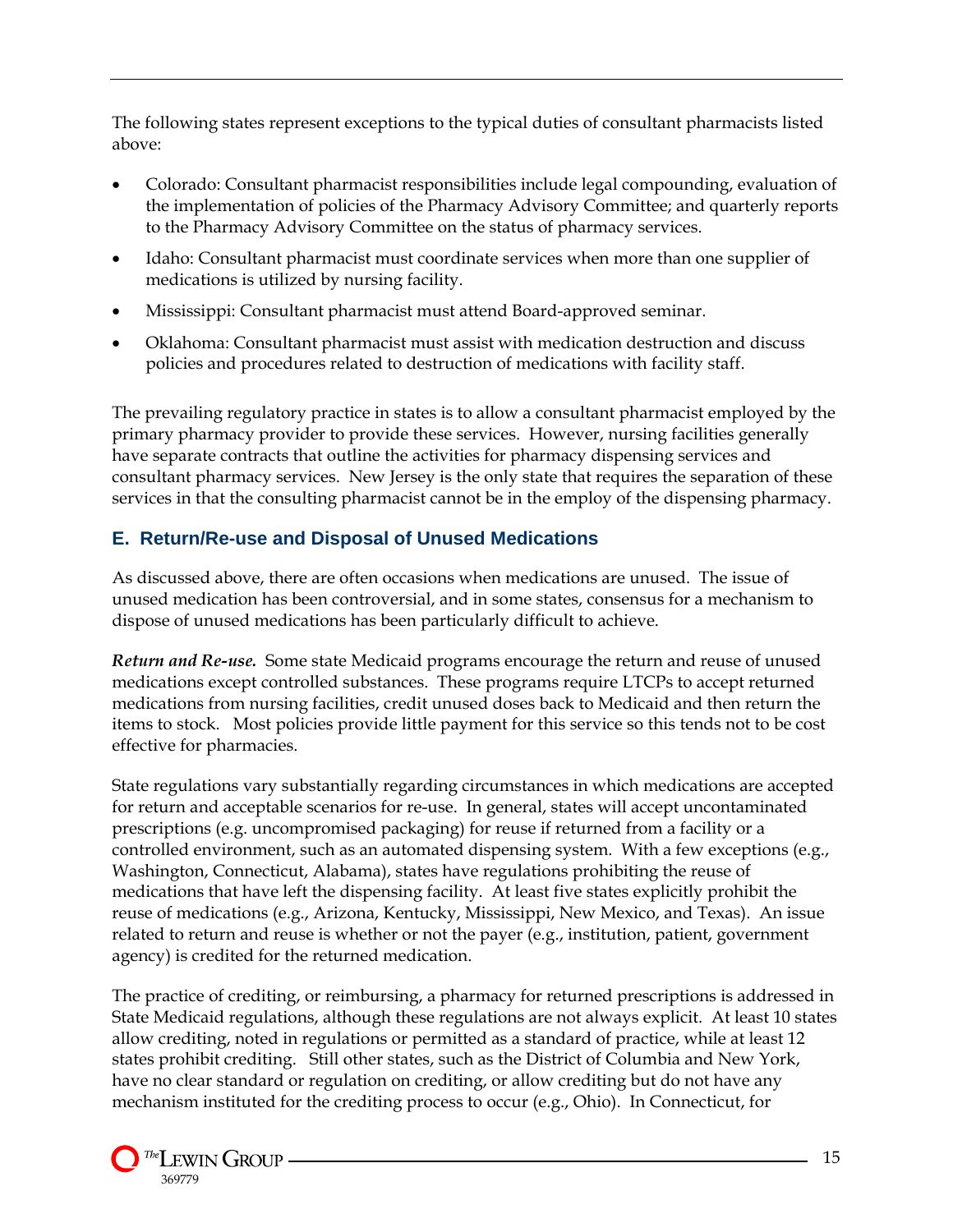The following states represent exceptions to the typical duties of consultant pharmacists listed above:

- Colorado: Consultant pharmacist responsibilities include legal compounding, evaluation of the implementation of policies of the Pharmacy Advisory Committee; and quarterly reports to the Pharmacy Advisory Committee on the status of pharmacy services.
- Idaho: Consultant pharmacist must coordinate services when more than one supplier of medications is utilized by nursing facility.
- Mississippi: Consultant pharmacist must attend Board-approved seminar.
- Oklahoma: Consultant pharmacist must assist with medication destruction and discuss policies and procedures related to destruction of medications with facility staff.

The prevailing regulatory practice in states is to allow a consultant pharmacist employed by the primary pharmacy provider to provide these services. However, nursing facilities generally have separate contracts that outline the activities for pharmacy dispensing services and consultant pharmacy services. New Jersey is the only state that requires the separation of these services in that the consulting pharmacist cannot be in the employ of the dispensing pharmacy.

## E. Return/Re-use and Disposal of Unused Medications

As discussed above, there are often occasions when medications are unused. The issue of unused medication has been controversial, and in some states, consensus for a mechanism to dispose of unused medications has been particularly difficult to achieve.

***Return and Re-use.*** Some state Medicaid programs encourage the return and reuse of unused medications except controlled substances. These programs require LTCPs to accept returned medications from nursing facilities, credit unused doses back to Medicaid and then return the items to stock. Most policies provide little payment for this service so this tends not to be cost effective for pharmacies.

State regulations vary substantially regarding circumstances in which medications are accepted for return and acceptable scenarios for re-use. In general, states will accept uncontaminated prescriptions (e.g. uncompromised packaging) for reuse if returned from a facility or a controlled environment, such as an automated dispensing system. With a few exceptions (e.g., Washington, Connecticut, Alabama), states have regulations prohibiting the reuse of medications that have left the dispensing facility. At least five states explicitly prohibit the reuse of medications (e.g., Arizona, Kentucky, Mississippi, New Mexico, and Texas). An issue related to return and reuse is whether or not the payer (e.g., institution, patient, government agency) is credited for the returned medication.

The practice of crediting, or reimbursing, a pharmacy for returned prescriptions is addressed in State Medicaid regulations, although these regulations are not always explicit. At least 10 states allow crediting, noted in regulations or permitted as a standard of practice, while at least 12 states prohibit crediting. Still other states, such as the District of Columbia and New York, have no clear standard or regulation on crediting, or allow crediting but do not have any mechanism instituted for the crediting process to occur (e.g., Ohio). In Connecticut, for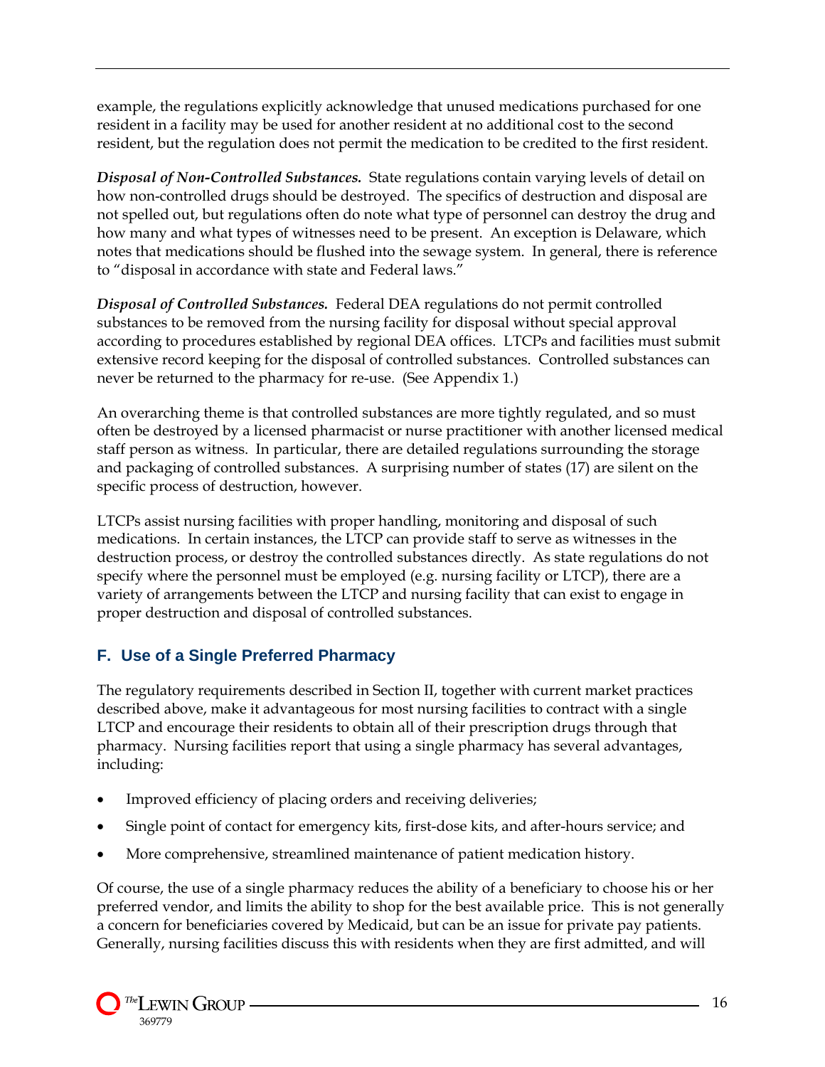example, the regulations explicitly acknowledge that unused medications purchased for one resident in a facility may be used for another resident at no additional cost to the second resident, but the regulation does not permit the medication to be credited to the first resident.

***Disposal of Non-Controlled Substances.*** State regulations contain varying levels of detail on how non-controlled drugs should be destroyed. The specifics of destruction and disposal are not spelled out, but regulations often do note what type of personnel can destroy the drug and how many and what types of witnesses need to be present. An exception is Delaware, which notes that medications should be flushed into the sewage system. In general, there is reference to "disposal in accordance with state and Federal laws."

***Disposal of Controlled Substances.*** Federal DEA regulations do not permit controlled substances to be removed from the nursing facility for disposal without special approval according to procedures established by regional DEA offices. LTCPs and facilities must submit extensive record keeping for the disposal of controlled substances. Controlled substances can never be returned to the pharmacy for re-use. (See Appendix 1.)

An overarching theme is that controlled substances are more tightly regulated, and so must often be destroyed by a licensed pharmacist or nurse practitioner with another licensed medical staff person as witness. In particular, there are detailed regulations surrounding the storage and packaging of controlled substances. A surprising number of states (17) are silent on the specific process of destruction, however.

LTCPs assist nursing facilities with proper handling, monitoring and disposal of such medications. In certain instances, the LTCP can provide staff to serve as witnesses in the destruction process, or destroy the controlled substances directly. As state regulations do not specify where the personnel must be employed (e.g. nursing facility or LTCP), there are a variety of arrangements between the LTCP and nursing facility that can exist to engage in proper destruction and disposal of controlled substances.

## F. Use of a Single Preferred Pharmacy

The regulatory requirements described in Section II, together with current market practices described above, make it advantageous for most nursing facilities to contract with a single LTCP and encourage their residents to obtain all of their prescription drugs through that pharmacy. Nursing facilities report that using a single pharmacy has several advantages, including:

- Improved efficiency of placing orders and receiving deliveries;
- Single point of contact for emergency kits, first-dose kits, and after-hours service; and
- More comprehensive, streamlined maintenance of patient medication history.

Of course, the use of a single pharmacy reduces the ability of a beneficiary to choose his or her preferred vendor, and limits the ability to shop for the best available price. This is not generally a concern for beneficiaries covered by Medicaid, but can be an issue for private pay patients. Generally, nursing facilities discuss this with residents when they are first admitted, and will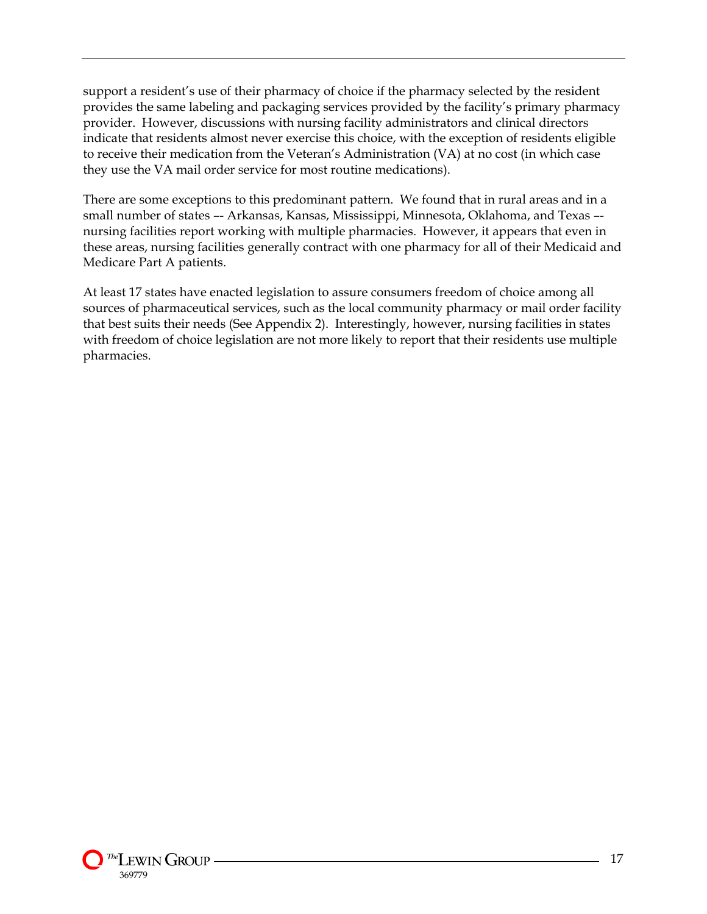support a resident's use of their pharmacy of choice if the pharmacy selected by the resident provides the same labeling and packaging services provided by the facility's primary pharmacy provider. However, discussions with nursing facility administrators and clinical directors indicate that residents almost never exercise this choice, with the exception of residents eligible to receive their medication from the Veteran's Administration (VA) at no cost (in which case they use the VA mail order service for most routine medications).

There are some exceptions to this predominant pattern. We found that in rural areas and in a small number of states –- Arkansas, Kansas, Mississippi, Minnesota, Oklahoma, and Texas –- nursing facilities report working with multiple pharmacies. However, it appears that even in these areas, nursing facilities generally contract with one pharmacy for all of their Medicaid and Medicare Part A patients.

At least 17 states have enacted legislation to assure consumers freedom of choice among all sources of pharmaceutical services, such as the local community pharmacy or mail order facility that best suits their needs (See Appendix 2). Interestingly, however, nursing facilities in states with freedom of choice legislation are not more likely to report that their residents use multiple pharmacies.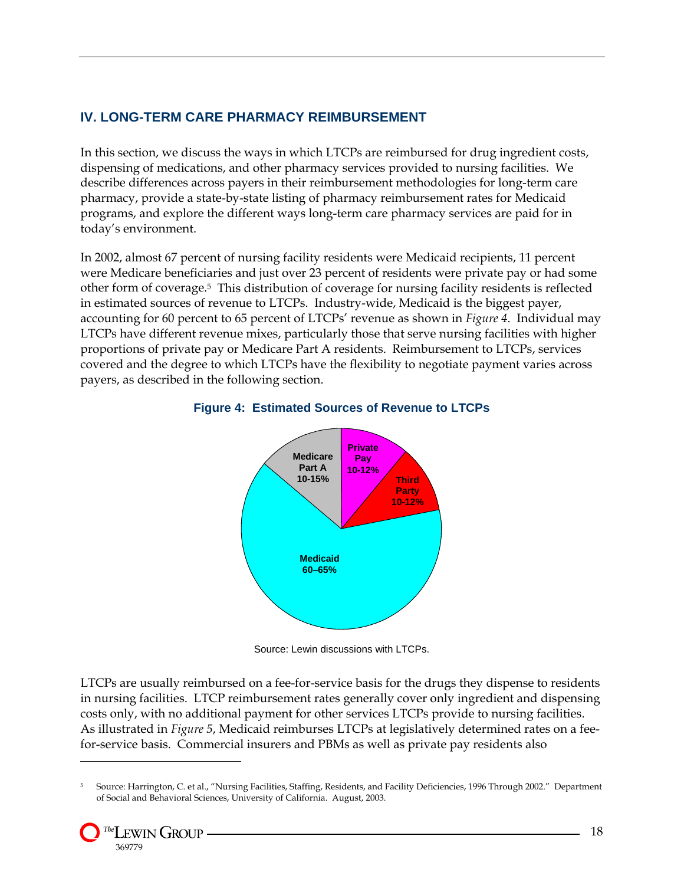## IV. LONG-TERM CARE PHARMACY REIMBURSEMENT

In this section, we discuss the ways in which LTCPs are reimbursed for drug ingredient costs, dispensing of medications, and other pharmacy services provided to nursing facilities. We describe differences across payers in their reimbursement methodologies for long-term care pharmacy, provide a state-by-state listing of pharmacy reimbursement rates for Medicaid programs, and explore the different ways long-term care pharmacy services are paid for in today's environment.

In 2002, almost 67 percent of nursing facility residents were Medicaid recipients, 11 percent were Medicare beneficiaries and just over 23 percent of residents were private pay or had some other form of coverage.[5] This distribution of coverage for nursing facility residents is reflected in estimated sources of revenue to LTCPs. Industry-wide, Medicaid is the biggest payer, accounting for 60 percent to 65 percent of LTCPs' revenue as shown in *Figure 4*. Individual may LTCPs have different revenue mixes, particularly those that serve nursing facilities with higher proportions of private pay or Medicare Part A residents. Reimbursement to LTCPs, services covered and the degree to which LTCPs have the flexibility to negotiate payment varies across payers, as described in the following section.

**Figure 4: Estimated Sources of Revenue to LTCPs**

| Source | Share |
|---|---|
| Medicaid | 60–65% |
| Medicare Part A | 10-15% |
| Private Pay | 10-12% |
| Third Party | 10-12% |

Source: Lewin discussions with LTCPs.

LTCPs are usually reimbursed on a fee-for-service basis for the drugs they dispense to residents in nursing facilities. LTCP reimbursement rates generally cover only ingredient and dispensing costs only, with no additional payment for other services LTCPs provide to nursing facilities. As illustrated in *Figure 5*, Medicaid reimburses LTCPs at legislatively determined rates on a fee-for-service basis. Commercial insurers and PBMs as well as private pay residents also

[5] Source: Harrington, C. et al., "Nursing Facilities, Staffing, Residents, and Facility Deficiencies, 1996 Through 2002." Department of Social and Behavioral Sciences, University of California. August, 2003.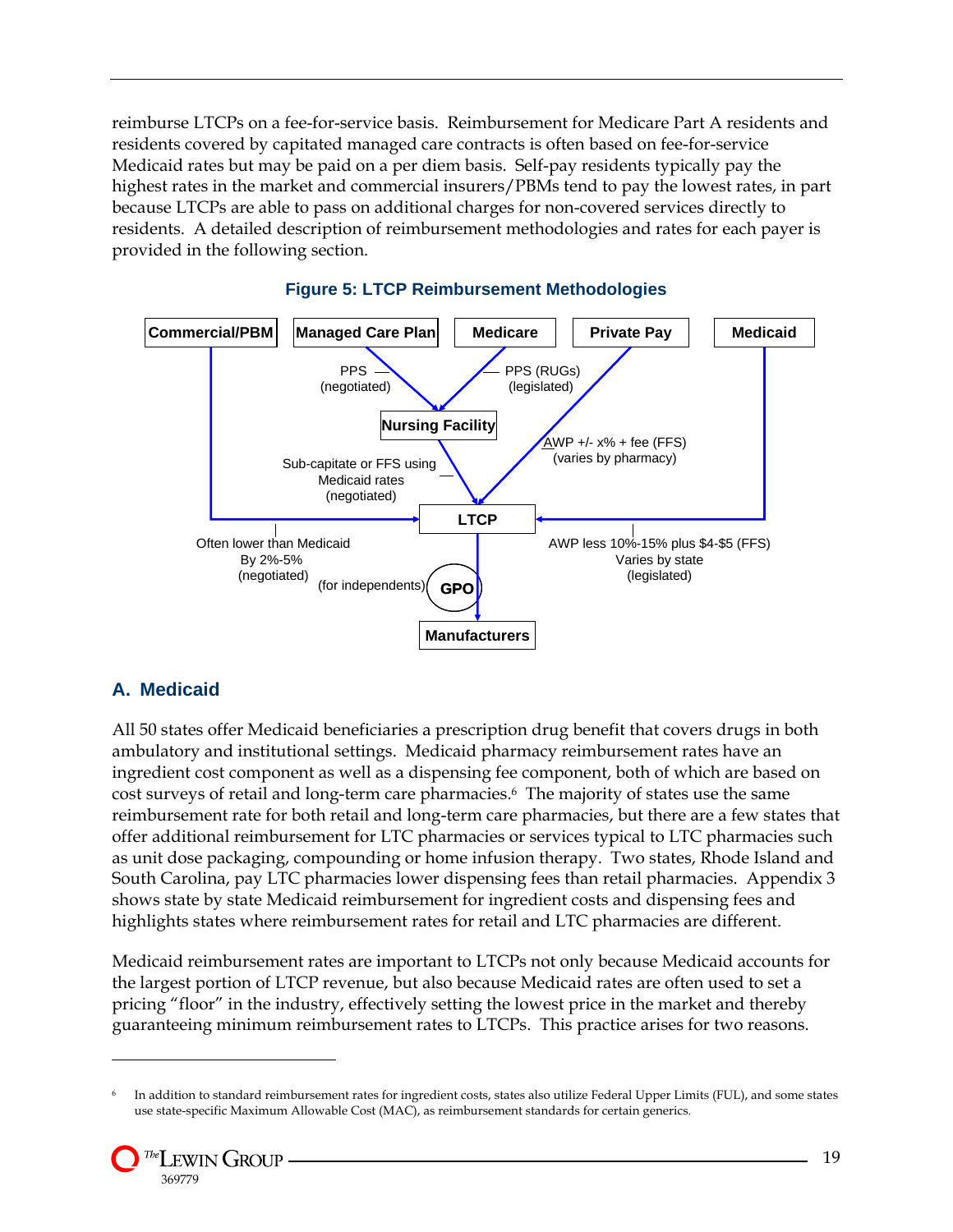reimburse LTCPs on a fee-for-service basis. Reimbursement for Medicare Part A residents and residents covered by capitated managed care contracts is often based on fee-for-service Medicaid rates but may be paid on a per diem basis. Self-pay residents typically pay the highest rates in the market and commercial insurers/PBMs tend to pay the lowest rates, in part because LTCPs are able to pass on additional charges for non-covered services directly to residents. A detailed description of reimbursement methodologies and rates for each payer is provided in the following section.

**Figure 5: LTCP Reimbursement Methodologies**

- Commercial/PBM → LTCP: Often lower than Medicaid By 2%-5% (negotiated)
- Managed Care Plan → Nursing Facility: PPS (negotiated)
- Medicare → Nursing Facility: PPS (RUGs) (legislated)
- Nursing Facility → LTCP: Sub-capitate or FFS using Medicaid rates (negotiated)
- Private Pay → LTCP: AWP +/- x% + fee (FFS) (varies by pharmacy)
- Medicaid → LTCP: AWP less 10%-15% plus $4-$5 (FFS) Varies by state (legislated)
- LTCP → GPO (for independents) → Manufacturers

## A. Medicaid

All 50 states offer Medicaid beneficiaries a prescription drug benefit that covers drugs in both ambulatory and institutional settings. Medicaid pharmacy reimbursement rates have an ingredient cost component as well as a dispensing fee component, both of which are based on cost surveys of retail and long-term care pharmacies.[6] The majority of states use the same reimbursement rate for both retail and long-term care pharmacies, but there are a few states that offer additional reimbursement for LTC pharmacies or services typical to LTC pharmacies such as unit dose packaging, compounding or home infusion therapy. Two states, Rhode Island and South Carolina, pay LTC pharmacies lower dispensing fees than retail pharmacies. Appendix 3 shows state by state Medicaid reimbursement for ingredient costs and dispensing fees and highlights states where reimbursement rates for retail and LTC pharmacies are different.

Medicaid reimbursement rates are important to LTCPs not only because Medicaid accounts for the largest portion of LTCP revenue, but also because Medicaid rates are often used to set a pricing "floor" in the industry, effectively setting the lowest price in the market and thereby guaranteeing minimum reimbursement rates to LTCPs. This practice arises for two reasons.

[6] In addition to standard reimbursement rates for ingredient costs, states also utilize Federal Upper Limits (FUL), and some states use state-specific Maximum Allowable Cost (MAC), as reimbursement standards for certain generics.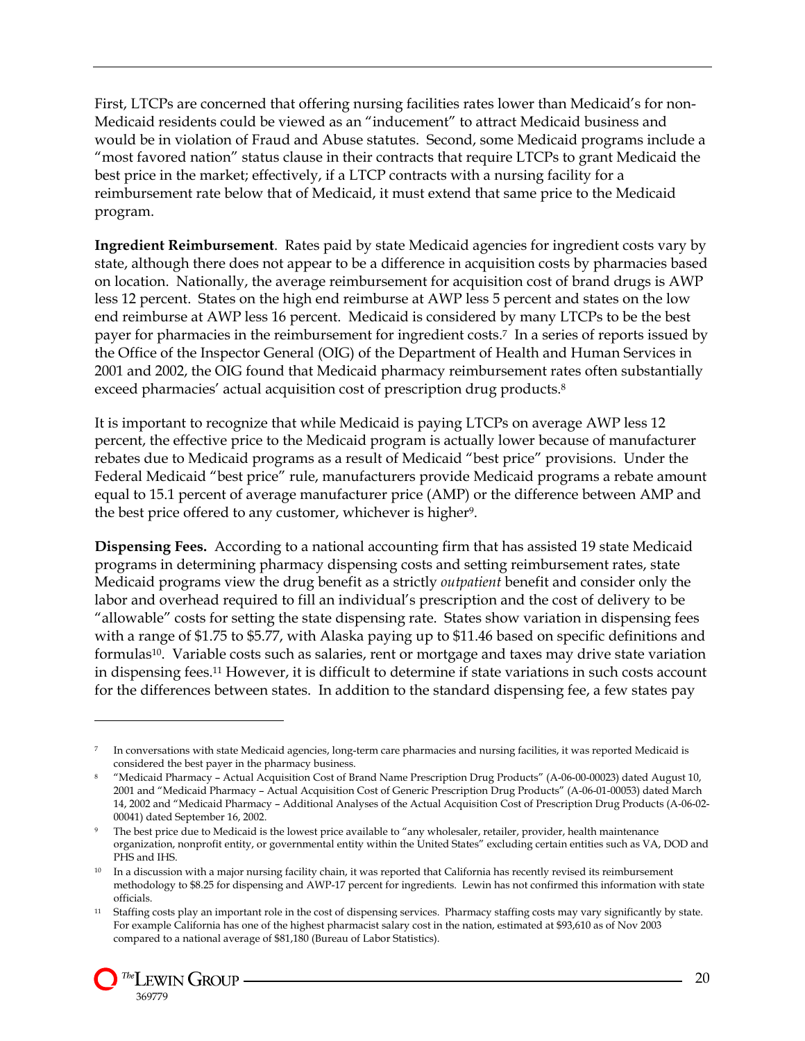First, LTCPs are concerned that offering nursing facilities rates lower than Medicaid's for non-Medicaid residents could be viewed as an "inducement" to attract Medicaid business and would be in violation of Fraud and Abuse statutes. Second, some Medicaid programs include a "most favored nation" status clause in their contracts that require LTCPs to grant Medicaid the best price in the market; effectively, if a LTCP contracts with a nursing facility for a reimbursement rate below that of Medicaid, it must extend that same price to the Medicaid program.

**Ingredient Reimbursement**. Rates paid by state Medicaid agencies for ingredient costs vary by state, although there does not appear to be a difference in acquisition costs by pharmacies based on location. Nationally, the average reimbursement for acquisition cost of brand drugs is AWP less 12 percent. States on the high end reimburse at AWP less 5 percent and states on the low end reimburse at AWP less 16 percent. Medicaid is considered by many LTCPs to be the best payer for pharmacies in the reimbursement for ingredient costs.[7] In a series of reports issued by the Office of the Inspector General (OIG) of the Department of Health and Human Services in 2001 and 2002, the OIG found that Medicaid pharmacy reimbursement rates often substantially exceed pharmacies' actual acquisition cost of prescription drug products.[8]

It is important to recognize that while Medicaid is paying LTCPs on average AWP less 12 percent, the effective price to the Medicaid program is actually lower because of manufacturer rebates due to Medicaid programs as a result of Medicaid "best price" provisions. Under the Federal Medicaid "best price" rule, manufacturers provide Medicaid programs a rebate amount equal to 15.1 percent of average manufacturer price (AMP) or the difference between AMP and the best price offered to any customer, whichever is higher[9].

**Dispensing Fees.** According to a national accounting firm that has assisted 19 state Medicaid programs in determining pharmacy dispensing costs and setting reimbursement rates, state Medicaid programs view the drug benefit as a strictly *outpatient* benefit and consider only the labor and overhead required to fill an individual's prescription and the cost of delivery to be "allowable" costs for setting the state dispensing rate. States show variation in dispensing fees with a range of \$1.75 to \$5.77, with Alaska paying up to \$11.46 based on specific definitions and formulas[10]. Variable costs such as salaries, rent or mortgage and taxes may drive state variation in dispensing fees.[11] However, it is difficult to determine if state variations in such costs account for the differences between states. In addition to the standard dispensing fee, a few states pay

---

[7] In conversations with state Medicaid agencies, long-term care pharmacies and nursing facilities, it was reported Medicaid is considered the best payer in the pharmacy business.

[8] "Medicaid Pharmacy – Actual Acquisition Cost of Brand Name Prescription Drug Products" (A-06-00-00023) dated August 10, 2001 and "Medicaid Pharmacy – Actual Acquisition Cost of Generic Prescription Drug Products" (A-06-01-00053) dated March 14, 2002 and "Medicaid Pharmacy – Additional Analyses of the Actual Acquisition Cost of Prescription Drug Products (A-06-02-00041) dated September 16, 2002.

[9] The best price due to Medicaid is the lowest price available to "any wholesaler, retailer, provider, health maintenance organization, nonprofit entity, or governmental entity within the United States" excluding certain entities such as VA, DOD and PHS and IHS.

[10] In a discussion with a major nursing facility chain, it was reported that California has recently revised its reimbursement methodology to \$8.25 for dispensing and AWP-17 percent for ingredients. Lewin has not confirmed this information with state officials.

[11] Staffing costs play an important role in the cost of dispensing services. Pharmacy staffing costs may vary significantly by state. For example California has one of the highest pharmacist salary cost in the nation, estimated at \$93,610 as of Nov 2003 compared to a national average of \$81,180 (Bureau of Labor Statistics).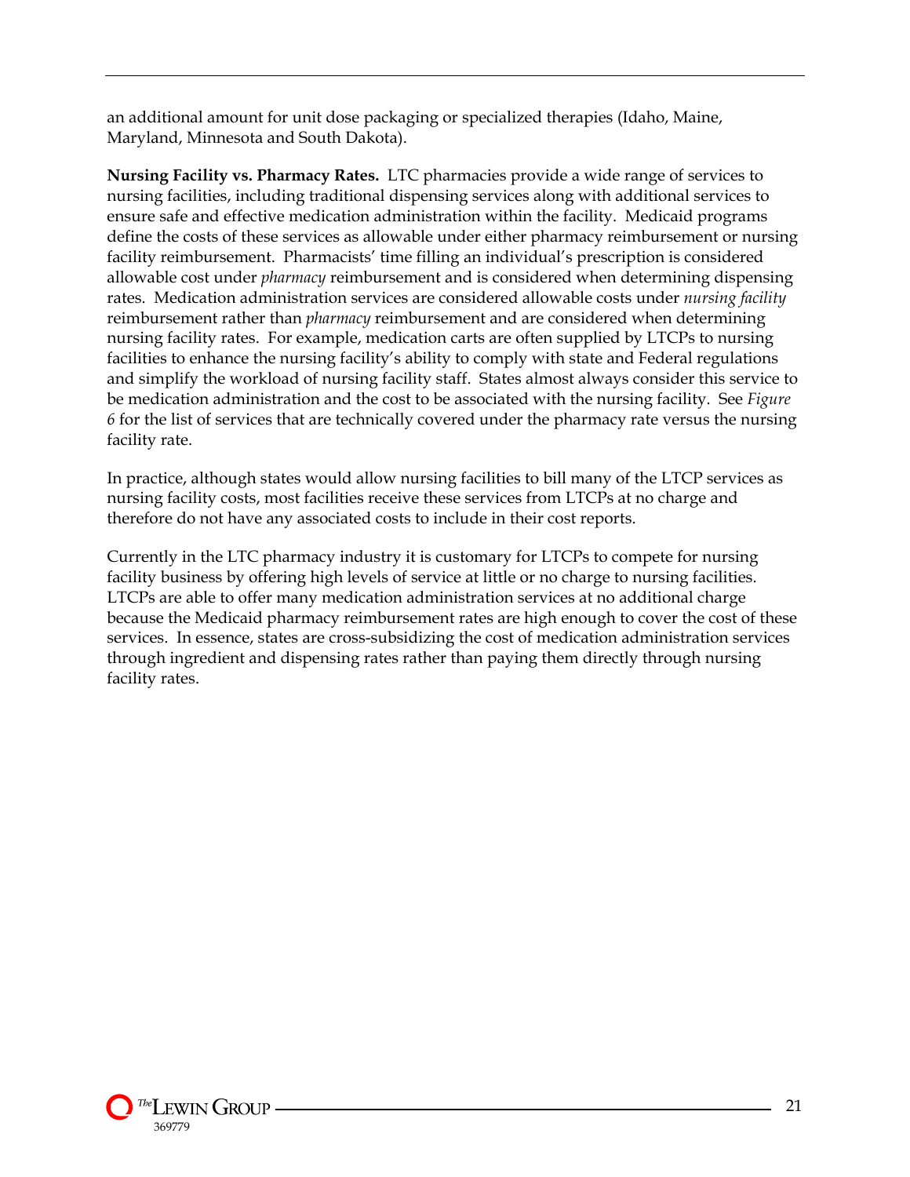an additional amount for unit dose packaging or specialized therapies (Idaho, Maine, Maryland, Minnesota and South Dakota).

**Nursing Facility vs. Pharmacy Rates.** LTC pharmacies provide a wide range of services to nursing facilities, including traditional dispensing services along with additional services to ensure safe and effective medication administration within the facility. Medicaid programs define the costs of these services as allowable under either pharmacy reimbursement or nursing facility reimbursement. Pharmacists' time filling an individual's prescription is considered allowable cost under *pharmacy* reimbursement and is considered when determining dispensing rates. Medication administration services are considered allowable costs under *nursing facility* reimbursement rather than *pharmacy* reimbursement and are considered when determining nursing facility rates. For example, medication carts are often supplied by LTCPs to nursing facilities to enhance the nursing facility's ability to comply with state and Federal regulations and simplify the workload of nursing facility staff. States almost always consider this service to be medication administration and the cost to be associated with the nursing facility. See *Figure 6* for the list of services that are technically covered under the pharmacy rate versus the nursing facility rate.

In practice, although states would allow nursing facilities to bill many of the LTCP services as nursing facility costs, most facilities receive these services from LTCPs at no charge and therefore do not have any associated costs to include in their cost reports.

Currently in the LTC pharmacy industry it is customary for LTCPs to compete for nursing facility business by offering high levels of service at little or no charge to nursing facilities. LTCPs are able to offer many medication administration services at no additional charge because the Medicaid pharmacy reimbursement rates are high enough to cover the cost of these services. In essence, states are cross-subsidizing the cost of medication administration services through ingredient and dispensing rates rather than paying them directly through nursing facility rates.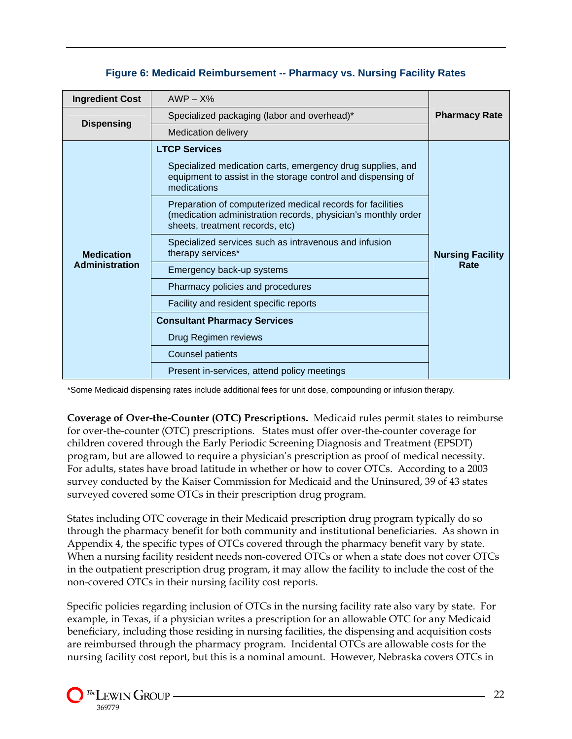**Figure 6: Medicaid Reimbursement -- Pharmacy vs. Nursing Facility Rates**

| | | |
|---|---|---|
| **Ingredient Cost** | AWP – X% | **Pharmacy Rate** |
| **Dispensing** | Specialized packaging (labor and overhead)* | |
| | Medication delivery | |
| **Medication Administration** | **LTCP Services** | **Nursing Facility Rate** |
| | Specialized medication carts, emergency drug supplies, and equipment to assist in the storage control and dispensing of medications | |
| | Preparation of computerized medical records for facilities (medication administration records, physician's monthly order sheets, treatment records, etc) | |
| | Specialized services such as intravenous and infusion therapy services* | |
| | Emergency back-up systems | |
| | Pharmacy policies and procedures | |
| | Facility and resident specific reports | |
| | **Consultant Pharmacy Services** | |
| | Drug Regimen reviews | |
| | Counsel patients | |
| | Present in-services, attend policy meetings | |

*Some Medicaid dispensing rates include additional fees for unit dose, compounding or infusion therapy.

**Coverage of Over-the-Counter (OTC) Prescriptions.** Medicaid rules permit states to reimburse for over-the-counter (OTC) prescriptions. States must offer over-the-counter coverage for children covered through the Early Periodic Screening Diagnosis and Treatment (EPSDT) program, but are allowed to require a physician's prescription as proof of medical necessity. For adults, states have broad latitude in whether or how to cover OTCs. According to a 2003 survey conducted by the Kaiser Commission for Medicaid and the Uninsured, 39 of 43 states surveyed covered some OTCs in their prescription drug program.

States including OTC coverage in their Medicaid prescription drug program typically do so through the pharmacy benefit for both community and institutional beneficiaries. As shown in Appendix 4, the specific types of OTCs covered through the pharmacy benefit vary by state. When a nursing facility resident needs non-covered OTCs or when a state does not cover OTCs in the outpatient prescription drug program, it may allow the facility to include the cost of the non-covered OTCs in their nursing facility cost reports.

Specific policies regarding inclusion of OTCs in the nursing facility rate also vary by state. For example, in Texas, if a physician writes a prescription for an allowable OTC for any Medicaid beneficiary, including those residing in nursing facilities, the dispensing and acquisition costs are reimbursed through the pharmacy program. Incidental OTCs are allowable costs for the nursing facility cost report, but this is a nominal amount. However, Nebraska covers OTCs in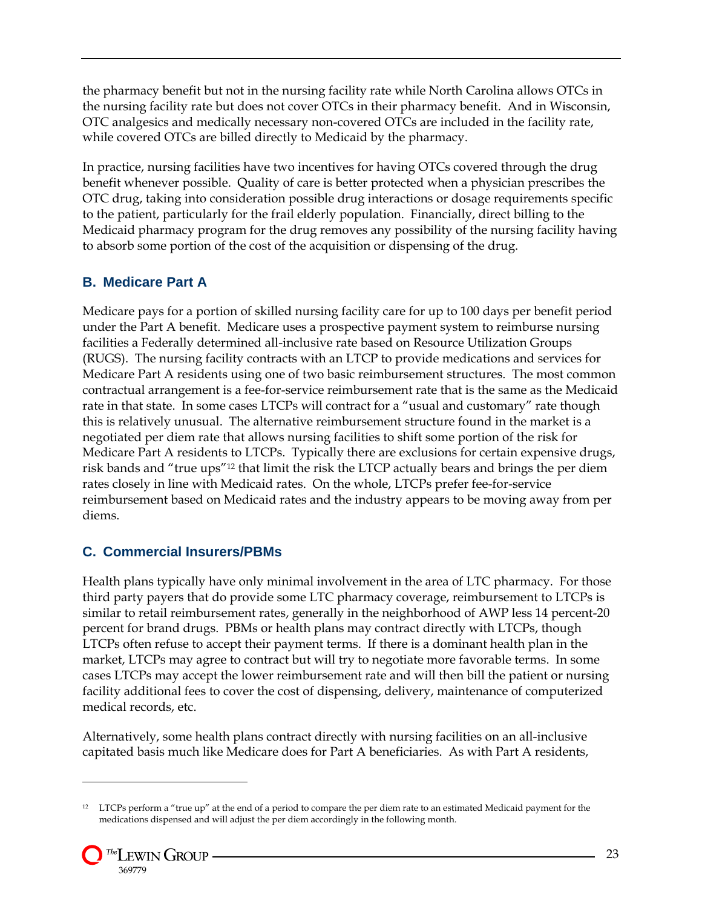the pharmacy benefit but not in the nursing facility rate while North Carolina allows OTCs in the nursing facility rate but does not cover OTCs in their pharmacy benefit. And in Wisconsin, OTC analgesics and medically necessary non-covered OTCs are included in the facility rate, while covered OTCs are billed directly to Medicaid by the pharmacy.

In practice, nursing facilities have two incentives for having OTCs covered through the drug benefit whenever possible. Quality of care is better protected when a physician prescribes the OTC drug, taking into consideration possible drug interactions or dosage requirements specific to the patient, particularly for the frail elderly population. Financially, direct billing to the Medicaid pharmacy program for the drug removes any possibility of the nursing facility having to absorb some portion of the cost of the acquisition or dispensing of the drug.

### B. Medicare Part A

Medicare pays for a portion of skilled nursing facility care for up to 100 days per benefit period under the Part A benefit. Medicare uses a prospective payment system to reimburse nursing facilities a Federally determined all-inclusive rate based on Resource Utilization Groups (RUGS). The nursing facility contracts with an LTCP to provide medications and services for Medicare Part A residents using one of two basic reimbursement structures. The most common contractual arrangement is a fee-for-service reimbursement rate that is the same as the Medicaid rate in that state. In some cases LTCPs will contract for a "usual and customary" rate though this is relatively unusual. The alternative reimbursement structure found in the market is a negotiated per diem rate that allows nursing facilities to shift some portion of the risk for Medicare Part A residents to LTCPs. Typically there are exclusions for certain expensive drugs, risk bands and "true ups"[12] that limit the risk the LTCP actually bears and brings the per diem rates closely in line with Medicaid rates. On the whole, LTCPs prefer fee-for-service reimbursement based on Medicaid rates and the industry appears to be moving away from per diems.

### C. Commercial Insurers/PBMs

Health plans typically have only minimal involvement in the area of LTC pharmacy. For those third party payers that do provide some LTC pharmacy coverage, reimbursement to LTCPs is similar to retail reimbursement rates, generally in the neighborhood of AWP less 14 percent-20 percent for brand drugs. PBMs or health plans may contract directly with LTCPs, though LTCPs often refuse to accept their payment terms. If there is a dominant health plan in the market, LTCPs may agree to contract but will try to negotiate more favorable terms. In some cases LTCPs may accept the lower reimbursement rate and will then bill the patient or nursing facility additional fees to cover the cost of dispensing, delivery, maintenance of computerized medical records, etc.

Alternatively, some health plans contract directly with nursing facilities on an all-inclusive capitated basis much like Medicare does for Part A beneficiaries. As with Part A residents,

---

[12] LTCPs perform a "true up" at the end of a period to compare the per diem rate to an estimated Medicaid payment for the medications dispensed and will adjust the per diem accordingly in the following month.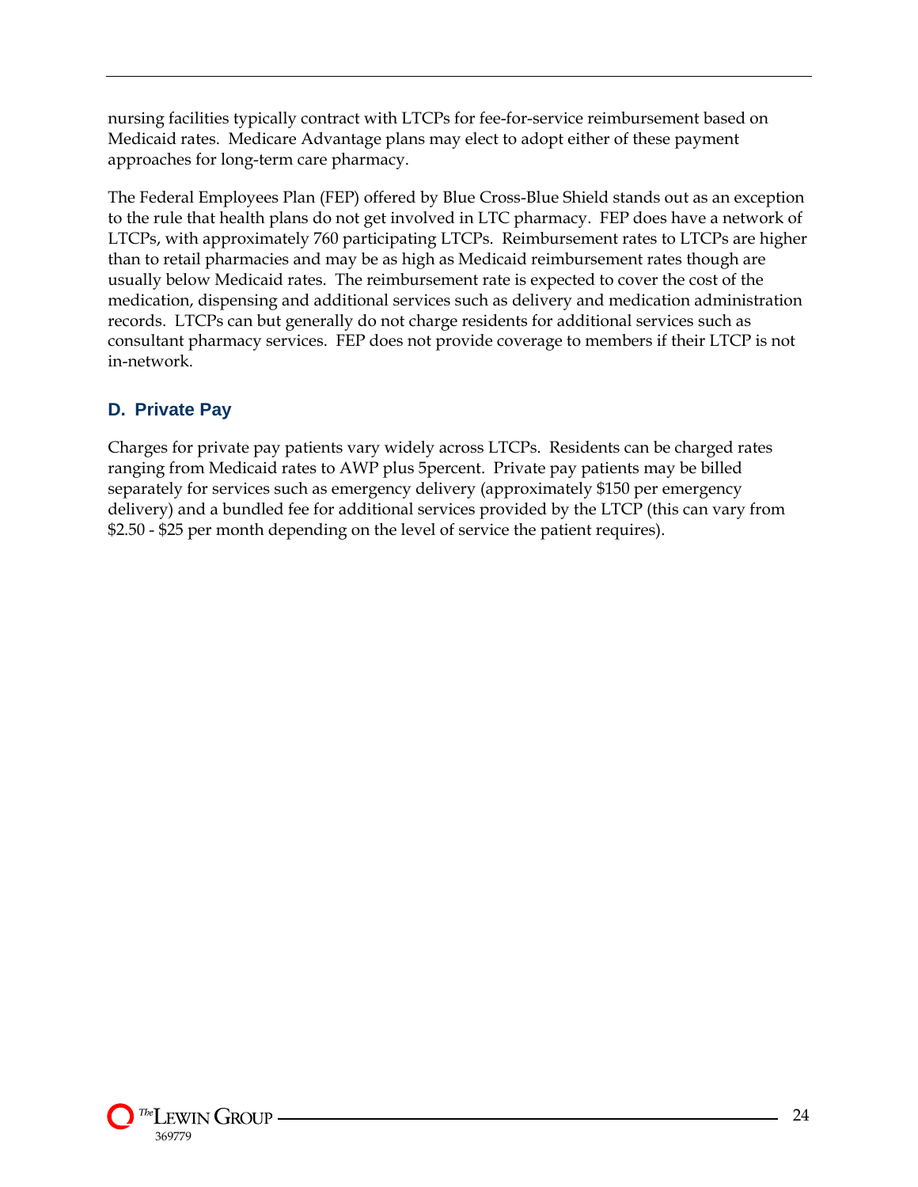nursing facilities typically contract with LTCPs for fee-for-service reimbursement based on Medicaid rates. Medicare Advantage plans may elect to adopt either of these payment approaches for long-term care pharmacy.

The Federal Employees Plan (FEP) offered by Blue Cross-Blue Shield stands out as an exception to the rule that health plans do not get involved in LTC pharmacy. FEP does have a network of LTCPs, with approximately 760 participating LTCPs. Reimbursement rates to LTCPs are higher than to retail pharmacies and may be as high as Medicaid reimbursement rates though are usually below Medicaid rates. The reimbursement rate is expected to cover the cost of the medication, dispensing and additional services such as delivery and medication administration records. LTCPs can but generally do not charge residents for additional services such as consultant pharmacy services. FEP does not provide coverage to members if their LTCP is not in-network.

### D. Private Pay

Charges for private pay patients vary widely across LTCPs. Residents can be charged rates ranging from Medicaid rates to AWP plus 5percent. Private pay patients may be billed separately for services such as emergency delivery (approximately $150 per emergency delivery) and a bundled fee for additional services provided by the LTCP (this can vary from $2.50 - $25 per month depending on the level of service the patient requires).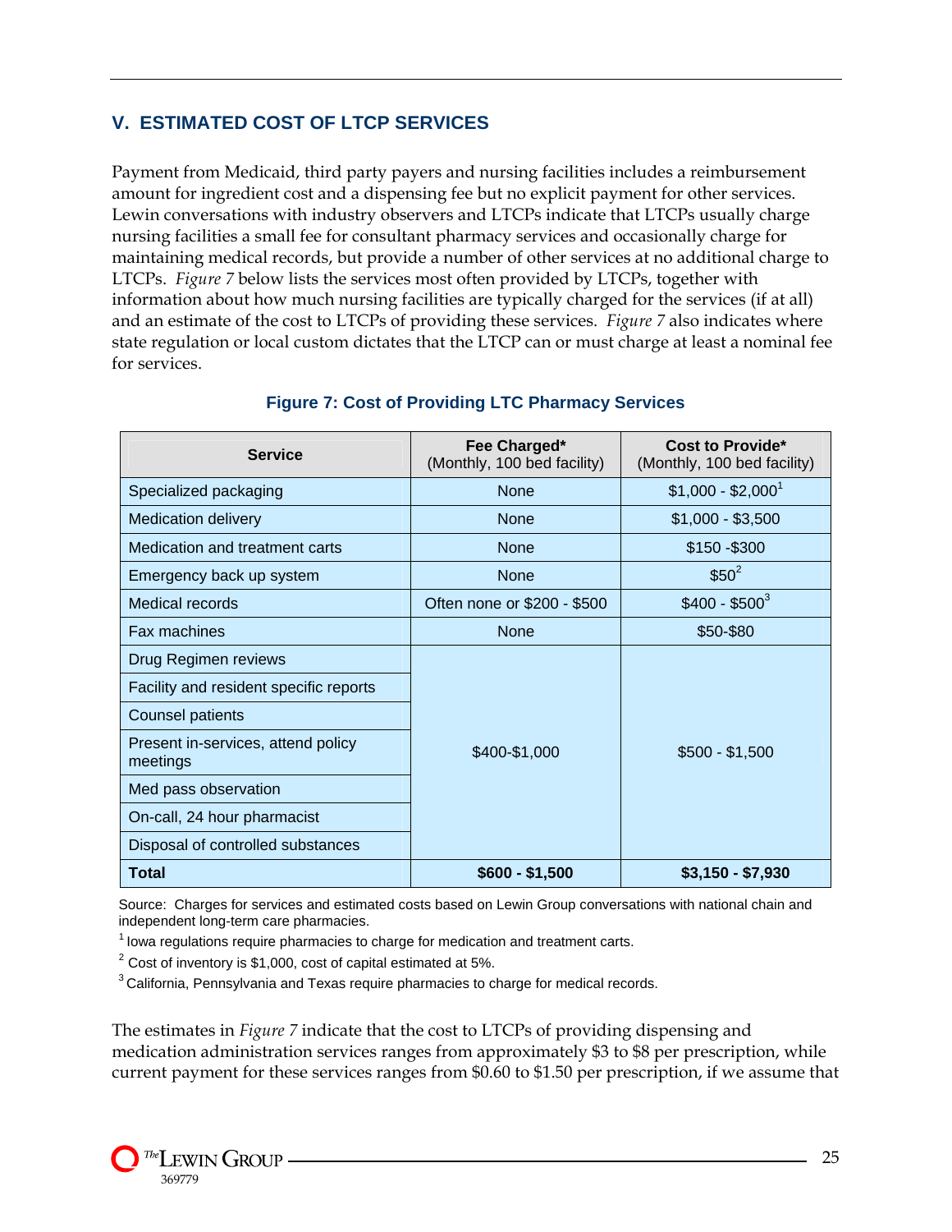## V. ESTIMATED COST OF LTCP SERVICES

Payment from Medicaid, third party payers and nursing facilities includes a reimbursement amount for ingredient cost and a dispensing fee but no explicit payment for other services. Lewin conversations with industry observers and LTCPs indicate that LTCPs usually charge nursing facilities a small fee for consultant pharmacy services and occasionally charge for maintaining medical records, but provide a number of other services at no additional charge to LTCPs. *Figure 7* below lists the services most often provided by LTCPs, together with information about how much nursing facilities are typically charged for the services (if at all) and an estimate of the cost to LTCPs of providing these services. *Figure 7* also indicates where state regulation or local custom dictates that the LTCP can or must charge at least a nominal fee for services.

**Figure 7: Cost of Providing LTC Pharmacy Services**

| Service | Fee Charged* (Monthly, 100 bed facility) | Cost to Provide* (Monthly, 100 bed facility) |
|---|---|---|
| Specialized packaging | None | $1,000 - $2,000[1] |
| Medication delivery | None | $1,000 - $3,500 |
| Medication and treatment carts | None | $150 -$300 |
| Emergency back up system | None | $50[2] |
| Medical records | Often none or $200 - $500 | $400 - $500[3] |
| Fax machines | None | $50-$80 |
| Drug Regimen reviews | $400-$1,000 | $500 - $1,500 |
| Facility and resident specific reports | | |
| Counsel patients | | |
| Present in-services, attend policy meetings | | |
| Med pass observation | | |
| On-call, 24 hour pharmacist | | |
| Disposal of controlled substances | | |
| **Total** | **$600 - $1,500** | **$3,150 - $7,930** |

Source: Charges for services and estimated costs based on Lewin Group conversations with national chain and independent long-term care pharmacies.

[1] Iowa regulations require pharmacies to charge for medication and treatment carts.

[2] Cost of inventory is $1,000, cost of capital estimated at 5%.

[3] California, Pennsylvania and Texas require pharmacies to charge for medical records.

The estimates in *Figure 7* indicate that the cost to LTCPs of providing dispensing and medication administration services ranges from approximately $3 to $8 per prescription, while current payment for these services ranges from $0.60 to $1.50 per prescription, if we assume that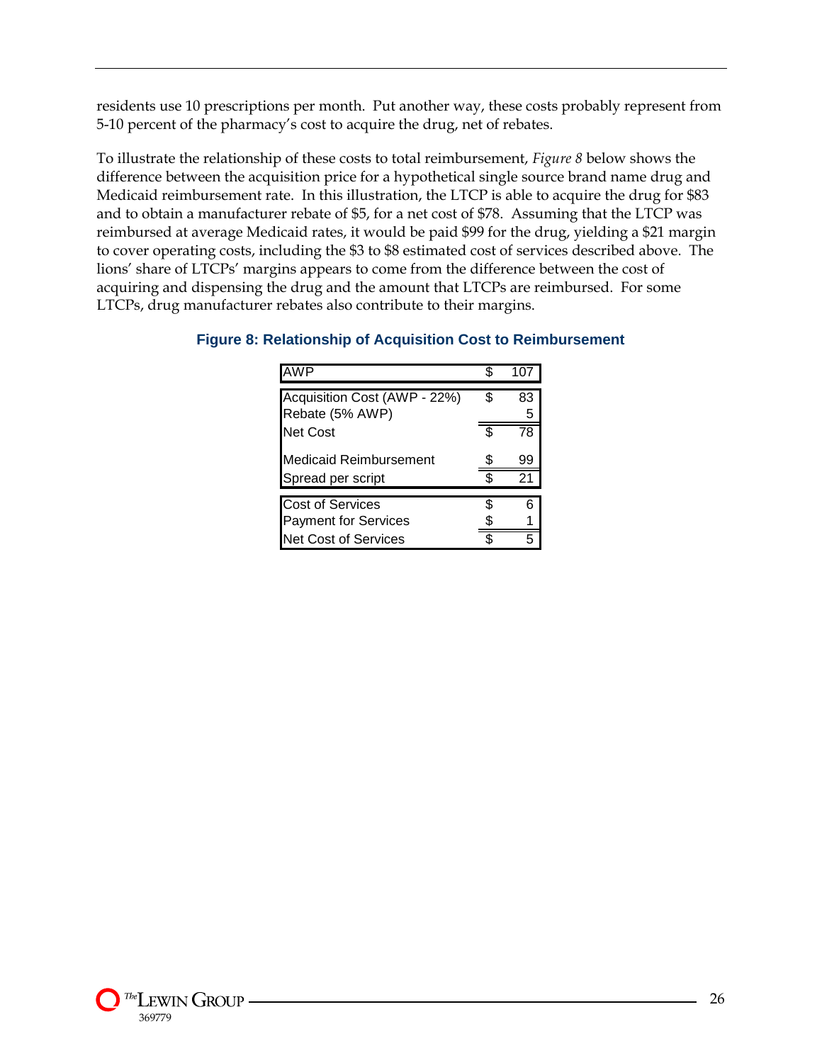residents use 10 prescriptions per month. Put another way, these costs probably represent from 5-10 percent of the pharmacy's cost to acquire the drug, net of rebates.

To illustrate the relationship of these costs to total reimbursement, *Figure 8* below shows the difference between the acquisition price for a hypothetical single source brand name drug and Medicaid reimbursement rate. In this illustration, the LTCP is able to acquire the drug for $83 and to obtain a manufacturer rebate of $5, for a net cost of $78. Assuming that the LTCP was reimbursed at average Medicaid rates, it would be paid $99 for the drug, yielding a $21 margin to cover operating costs, including the $3 to $8 estimated cost of services described above. The lions' share of LTCPs' margins appears to come from the difference between the cost of acquiring and dispensing the drug and the amount that LTCPs are reimbursed. For some LTCPs, drug manufacturer rebates also contribute to their margins.

**Figure 8: Relationship of Acquisition Cost to Reimbursement**

| | | |
|---|---|---|
| AWP | $ | 107 |
| Acquisition Cost (AWP - 22%) | $ | 83 |
| Rebate (5% AWP) | | 5 |
| Net Cost | $ | 78 |
| Medicaid Reimbursement | $ | 99 |
| Spread per script | $ | 21 |
| Cost of Services | $ | 6 |
| Payment for Services | $ | 1 |
| Net Cost of Services | $ | 5 |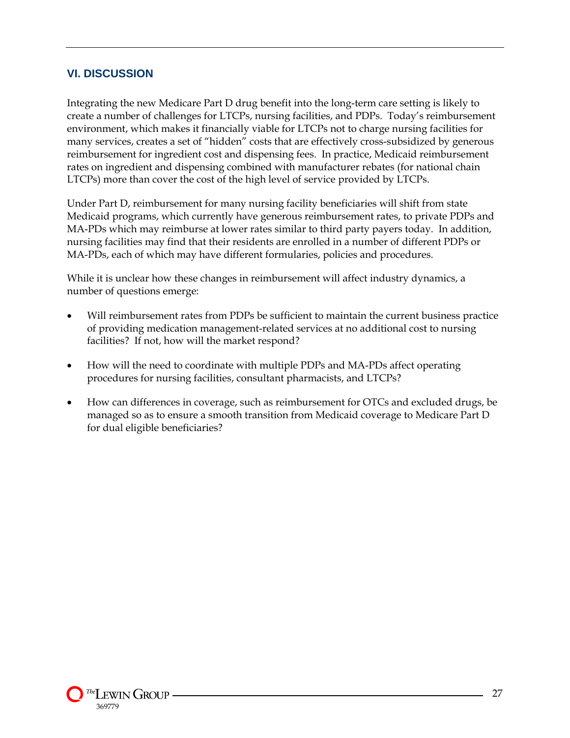## VI. DISCUSSION

Integrating the new Medicare Part D drug benefit into the long-term care setting is likely to create a number of challenges for LTCPs, nursing facilities, and PDPs. Today's reimbursement environment, which makes it financially viable for LTCPs not to charge nursing facilities for many services, creates a set of "hidden" costs that are effectively cross-subsidized by generous reimbursement for ingredient cost and dispensing fees. In practice, Medicaid reimbursement rates on ingredient and dispensing combined with manufacturer rebates (for national chain LTCPs) more than cover the cost of the high level of service provided by LTCPs.

Under Part D, reimbursement for many nursing facility beneficiaries will shift from state Medicaid programs, which currently have generous reimbursement rates, to private PDPs and MA-PDs which may reimburse at lower rates similar to third party payers today. In addition, nursing facilities may find that their residents are enrolled in a number of different PDPs or MA-PDs, each of which may have different formularies, policies and procedures.

While it is unclear how these changes in reimbursement will affect industry dynamics, a number of questions emerge:

- Will reimbursement rates from PDPs be sufficient to maintain the current business practice of providing medication management-related services at no additional cost to nursing facilities? If not, how will the market respond?
- How will the need to coordinate with multiple PDPs and MA-PDs affect operating procedures for nursing facilities, consultant pharmacists, and LTCPs?
- How can differences in coverage, such as reimbursement for OTCs and excluded drugs, be managed so as to ensure a smooth transition from Medicaid coverage to Medicare Part D for dual eligible beneficiaries?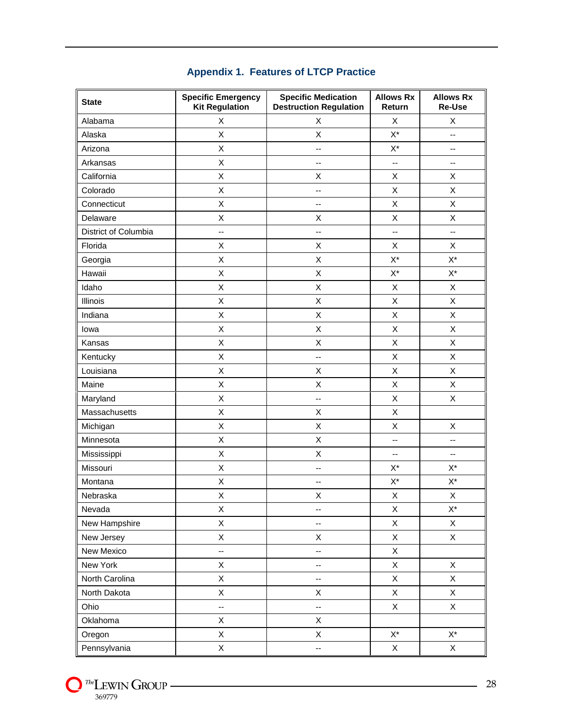## Appendix 1. Features of LTCP Practice

| State | Specific Emergency Kit Regulation | Specific Medication Destruction Regulation | Allows Rx Return | Allows Rx Re-Use |
|---|---|---|---|---|
| Alabama | X | X | X | X |
| Alaska | X | X | X* | -- |
| Arizona | X | -- | X* | -- |
| Arkansas | X | -- | -- | -- |
| California | X | X | X | X |
| Colorado | X | -- | X | X |
| Connecticut | X | -- | X | X |
| Delaware | X | X | X | X |
| District of Columbia | -- | -- | -- | -- |
| Florida | X | X | X | X |
| Georgia | X | X | X* | X* |
| Hawaii | X | X | X* | X* |
| Idaho | X | X | X | X |
| Illinois | X | X | X | X |
| Indiana | X | X | X | X |
| Iowa | X | X | X | X |
| Kansas | X | X | X | X |
| Kentucky | X | -- | X | X |
| Louisiana | X | X | X | X |
| Maine | X | X | X | X |
| Maryland | X | -- | X | X |
| Massachusetts | X | X | X | |
| Michigan | X | X | X | X |
| Minnesota | X | X | -- | -- |
| Mississippi | X | X | -- | -- |
| Missouri | X | -- | X* | X* |
| Montana | X | -- | X* | X* |
| Nebraska | X | X | X | X |
| Nevada | X | -- | X | X* |
| New Hampshire | X | -- | X | X |
| New Jersey | X | X | X | X |
| New Mexico | -- | -- | X | |
| New York | X | -- | X | X |
| North Carolina | X | -- | X | X |
| North Dakota | X | X | X | X |
| Ohio | -- | -- | X | X |
| Oklahoma | X | X | | |
| Oregon | X | X | X* | X* |
| Pennsylvania | X | -- | X | X |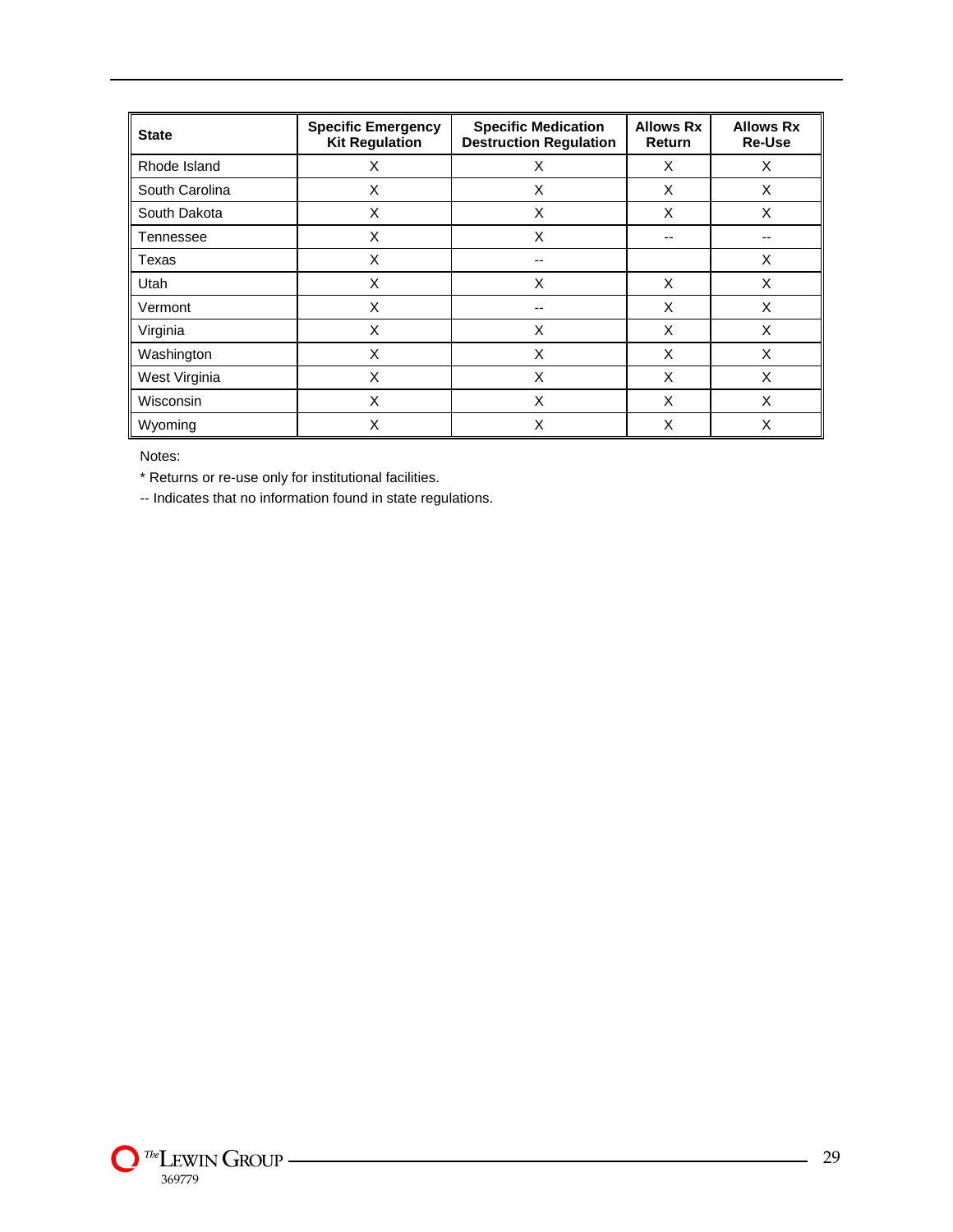| State | Specific Emergency Kit Regulation | Specific Medication Destruction Regulation | Allows Rx Return | Allows Rx Re-Use |
|---|---|---|---|---|
| Rhode Island | X | X | X | X |
| South Carolina | X | X | X | X |
| South Dakota | X | X | X | X |
| Tennessee | X | X | -- | -- |
| Texas | X | -- | | X |
| Utah | X | X | X | X |
| Vermont | X | -- | X | X |
| Virginia | X | X | X | X |
| Washington | X | X | X | X |
| West Virginia | X | X | X | X |
| Wisconsin | X | X | X | X |
| Wyoming | X | X | X | X |

Notes:

* Returns or re-use only for institutional facilities.

-- Indicates that no information found in state regulations.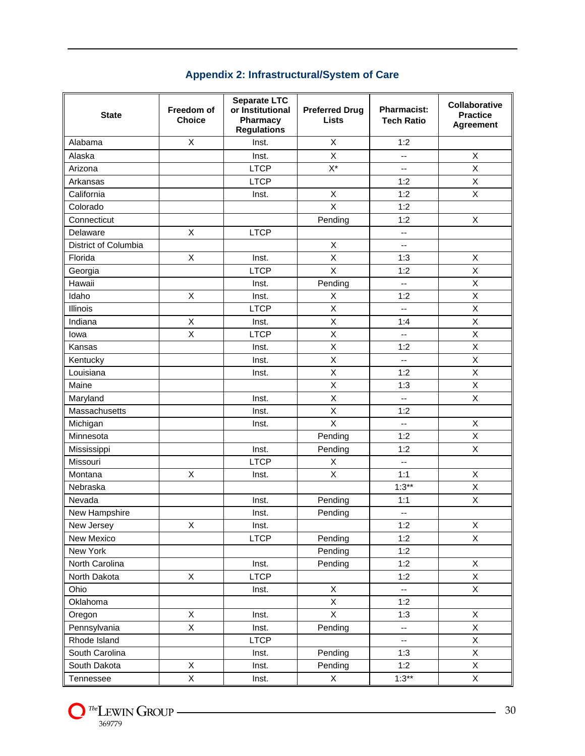## Appendix 2: Infrastructural/System of Care

| State | Freedom of Choice | Separate LTC or Institutional Pharmacy Regulations | Preferred Drug Lists | Pharmacist: Tech Ratio | Collaborative Practice Agreement |
|---|---|---|---|---|---|
| Alabama | X | Inst. | X | 1:2 | |
| Alaska | | Inst. | X | -- | X |
| Arizona | | LTCP | X* | -- | X |
| Arkansas | | LTCP | | 1:2 | X |
| California | | Inst. | X | 1:2 | X |
| Colorado | | | X | 1:2 | |
| Connecticut | | | Pending | 1:2 | X |
| Delaware | X | LTCP | | -- | |
| District of Columbia | | | X | -- | |
| Florida | X | Inst. | X | 1:3 | X |
| Georgia | | LTCP | X | 1:2 | X |
| Hawaii | | Inst. | Pending | -- | X |
| Idaho | X | Inst. | X | 1:2 | X |
| Illinois | | LTCP | X | -- | X |
| Indiana | X | Inst. | X | 1:4 | X |
| Iowa | X | LTCP | X | -- | X |
| Kansas | | Inst. | X | 1:2 | X |
| Kentucky | | Inst. | X | -- | X |
| Louisiana | | Inst. | X | 1:2 | X |
| Maine | | | X | 1:3 | X |
| Maryland | | Inst. | X | -- | X |
| Massachusetts | | Inst. | X | 1:2 | |
| Michigan | | Inst. | X | -- | X |
| Minnesota | | | Pending | 1:2 | X |
| Mississippi | | Inst. | Pending | 1:2 | X |
| Missouri | | LTCP | X | -- | |
| Montana | X | Inst. | X | 1:1 | X |
| Nebraska | | | | 1:3** | X |
| Nevada | | Inst. | Pending | 1:1 | X |
| New Hampshire | | Inst. | Pending | -- | |
| New Jersey | X | Inst. | | 1:2 | X |
| New Mexico | | LTCP | Pending | 1:2 | X |
| New York | | | Pending | 1:2 | |
| North Carolina | | Inst. | Pending | 1:2 | X |
| North Dakota | X | LTCP | | 1:2 | X |
| Ohio | | Inst. | X | -- | X |
| Oklahoma | | | X | 1:2 | |
| Oregon | X | Inst. | X | 1:3 | X |
| Pennsylvania | X | Inst. | Pending | -- | X |
| Rhode Island | | LTCP | | -- | X |
| South Carolina | | Inst. | Pending | 1:3 | X |
| South Dakota | X | Inst. | Pending | 1:2 | X |
| Tennessee | X | Inst. | X | 1:3** | X |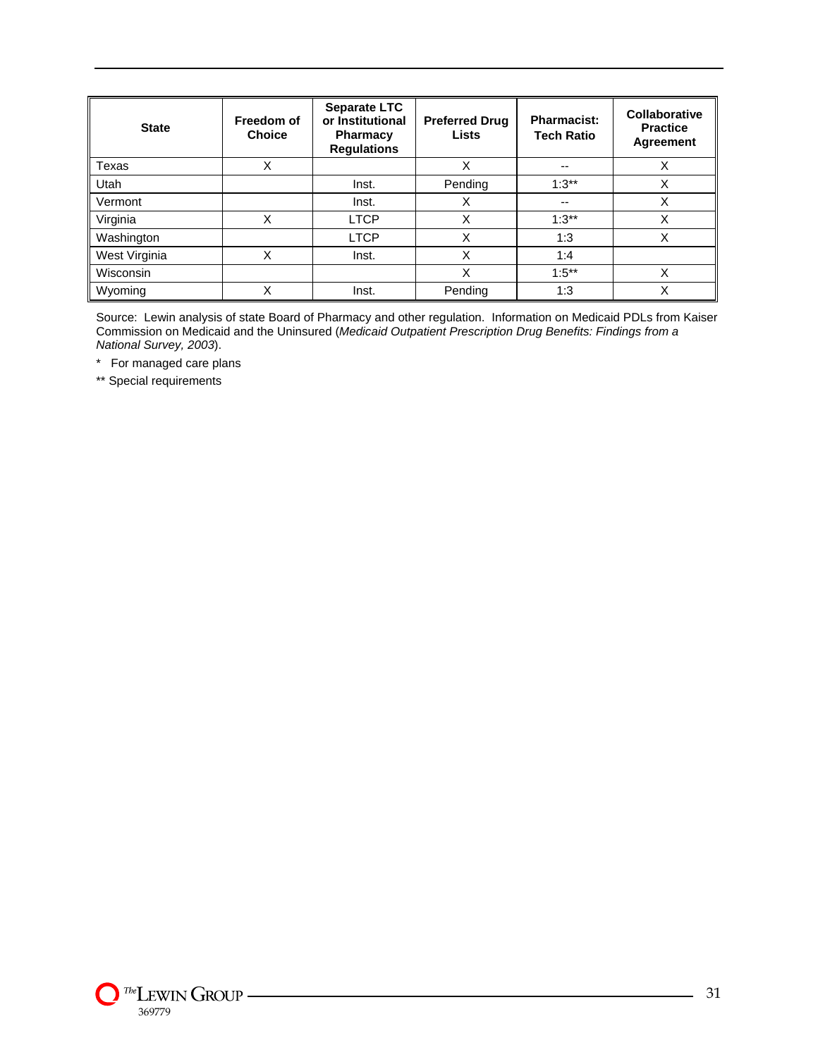| State | Freedom of Choice | Separate LTC or Institutional Pharmacy Regulations | Preferred Drug Lists | Pharmacist: Tech Ratio | Collaborative Practice Agreement |
|---|---|---|---|---|---|
| Texas | X | | X | -- | X |
| Utah | | Inst. | Pending | 1:3** | X |
| Vermont | | Inst. | X | -- | X |
| Virginia | X | LTCP | X | 1:3** | X |
| Washington | | LTCP | X | 1:3 | X |
| West Virginia | X | Inst. | X | 1:4 | |
| Wisconsin | | | X | 1:5** | X |
| Wyoming | X | Inst. | Pending | 1:3 | X |

Source: Lewin analysis of state Board of Pharmacy and other regulation. Information on Medicaid PDLs from Kaiser Commission on Medicaid and the Uninsured (*Medicaid Outpatient Prescription Drug Benefits: Findings from a National Survey, 2003*).

\* For managed care plans

** Special requirements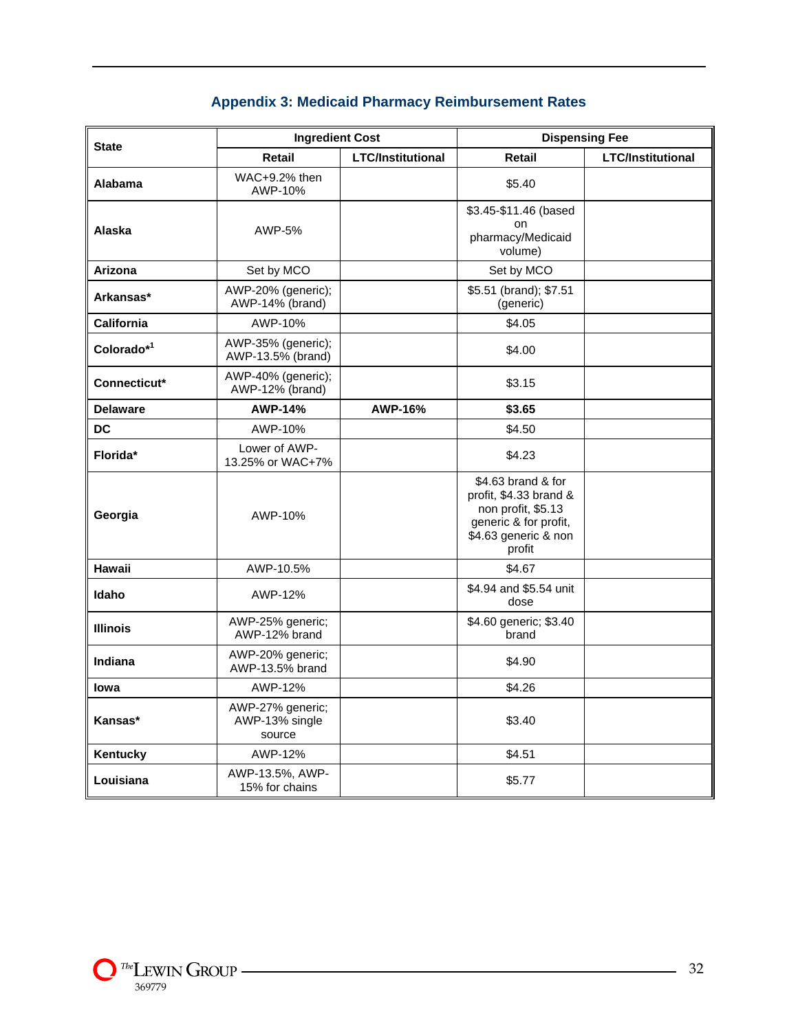## Appendix 3: Medicaid Pharmacy Reimbursement Rates

| State | Ingredient Cost | | Dispensing Fee | |
|---|---|---|---|---|
| | Retail | LTC/Institutional | Retail | LTC/Institutional |
| **Alabama** | WAC+9.2% then AWP-10% | | $5.40 | |
| **Alaska** | AWP-5% | | $3.45-$11.46 (based on pharmacy/Medicaid volume) | |
| **Arizona** | Set by MCO | | Set by MCO | |
| **Arkansas*** | AWP-20% (generic); AWP-14% (brand) | | $5.51 (brand); $7.51 (generic) | |
| **California** | AWP-10% | | $4.05 | |
| **Colorado*[1]** | AWP-35% (generic); AWP-13.5% (brand) | | $4.00 | |
| **Connecticut*** | AWP-40% (generic); AWP-12% (brand) | | $3.15 | |
| **Delaware** | **AWP-14%** | **AWP-16%** | **$3.65** | |
| **DC** | AWP-10% | | $4.50 | |
| **Florida*** | Lower of AWP-13.25% or WAC+7% | | $4.23 | |
| **Georgia** | AWP-10% | | $4.63 brand & for profit, $4.33 brand & non profit, $5.13 generic & for profit, $4.63 generic & non profit | |
| **Hawaii** | AWP-10.5% | | $4.67 | |
| **Idaho** | AWP-12% | | $4.94 and $5.54 unit dose | |
| **Illinois** | AWP-25% generic; AWP-12% brand | | $4.60 generic; $3.40 brand | |
| **Indiana** | AWP-20% generic; AWP-13.5% brand | | $4.90 | |
| **Iowa** | AWP-12% | | $4.26 | |
| **Kansas*** | AWP-27% generic; AWP-13% single source | | $3.40 | |
| **Kentucky** | AWP-12% | | $4.51 | |
| **Louisiana** | AWP-13.5%, AWP-15% for chains | | $5.77 | |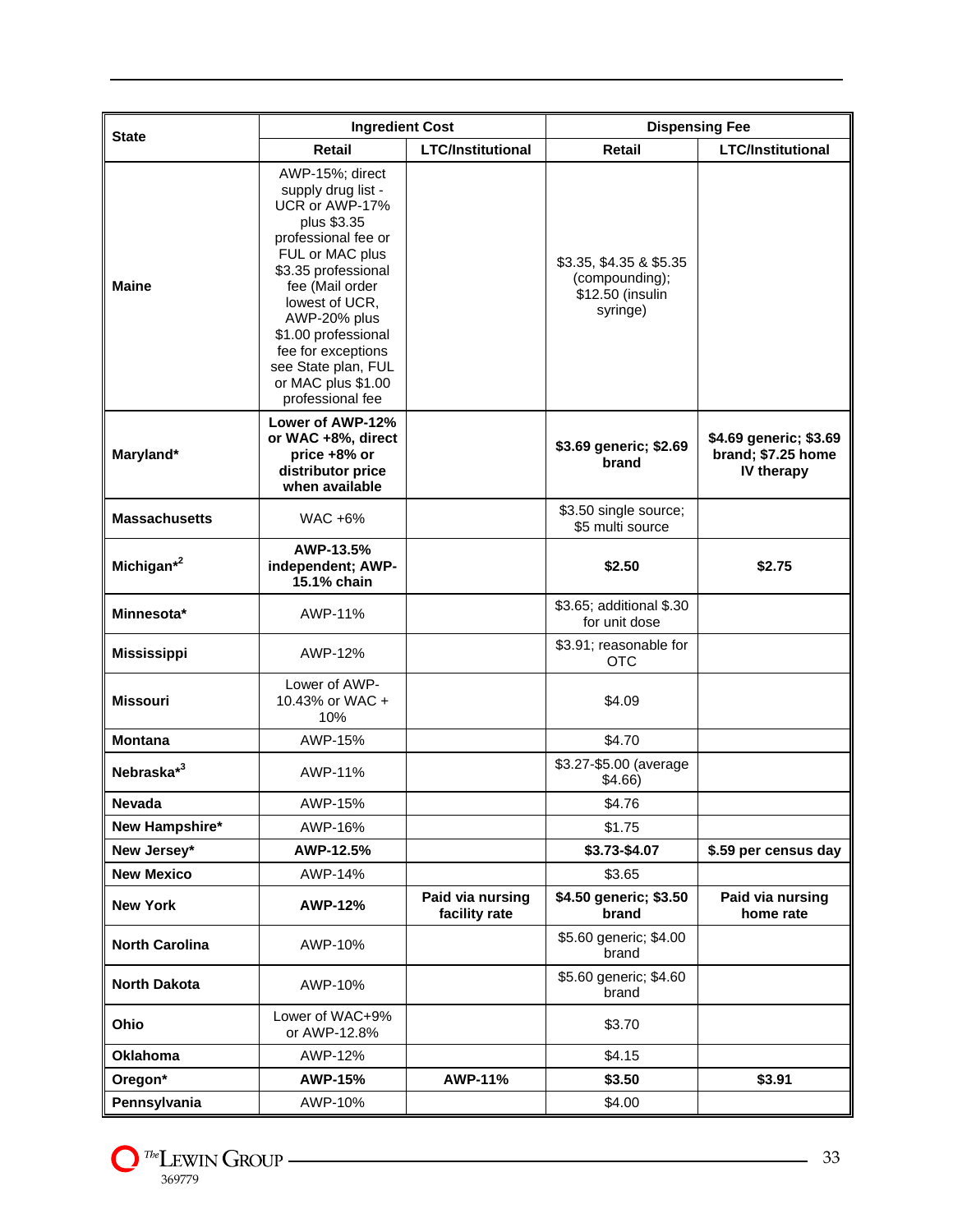| State | Ingredient Cost | | Dispensing Fee | |
|---|---|---|---|---|
| | Retail | LTC/Institutional | Retail | LTC/Institutional |
| **Maine** | AWP-15%; direct supply drug list - UCR or AWP-17% plus $3.35 professional fee or FUL or MAC plus $3.35 professional fee (Mail order lowest of UCR, AWP-20% plus $1.00 professional fee for exceptions see State plan, FUL or MAC plus $1.00 professional fee | | $3.35, $4.35 & $5.35 (compounding); $12.50 (insulin syringe) | |
| **Maryland*** | **Lower of AWP-12% or WAC +8%, direct price +8% or distributor price when available** | | **$3.69 generic; $2.69 brand** | **$4.69 generic; $3.69 brand; $7.25 home IV therapy** |
| **Massachusetts** | WAC +6% | | $3.50 single source; $5 multi source | |
| **Michigan*[2]** | **AWP-13.5% independent; AWP-15.1% chain** | | **$2.50** | **$2.75** |
| **Minnesota*** | AWP-11% | | $3.65; additional $.30 for unit dose | |
| **Mississippi** | AWP-12% | | $3.91; reasonable for OTC | |
| **Missouri** | Lower of AWP-10.43% or WAC + 10% | | $4.09 | |
| **Montana** | AWP-15% | | $4.70 | |
| **Nebraska*[3]** | AWP-11% | | $3.27-$5.00 (average $4.66) | |
| **Nevada** | AWP-15% | | $4.76 | |
| **New Hampshire*** | AWP-16% | | $1.75 | |
| **New Jersey*** | **AWP-12.5%** | | **$3.73-$4.07** | **$.59 per census day** |
| **New Mexico** | AWP-14% | | $3.65 | |
| **New York** | **AWP-12%** | **Paid via nursing facility rate** | **$4.50 generic; $3.50 brand** | **Paid via nursing home rate** |
| **North Carolina** | AWP-10% | | $5.60 generic; $4.00 brand | |
| **North Dakota** | AWP-10% | | $5.60 generic; $4.60 brand | |
| **Ohio** | Lower of WAC+9% or AWP-12.8% | | $3.70 | |
| **Oklahoma** | AWP-12% | | $4.15 | |
| **Oregon*** | **AWP-15%** | **AWP-11%** | **$3.50** | **$3.91** |
| **Pennsylvania** | AWP-10% | | $4.00 | |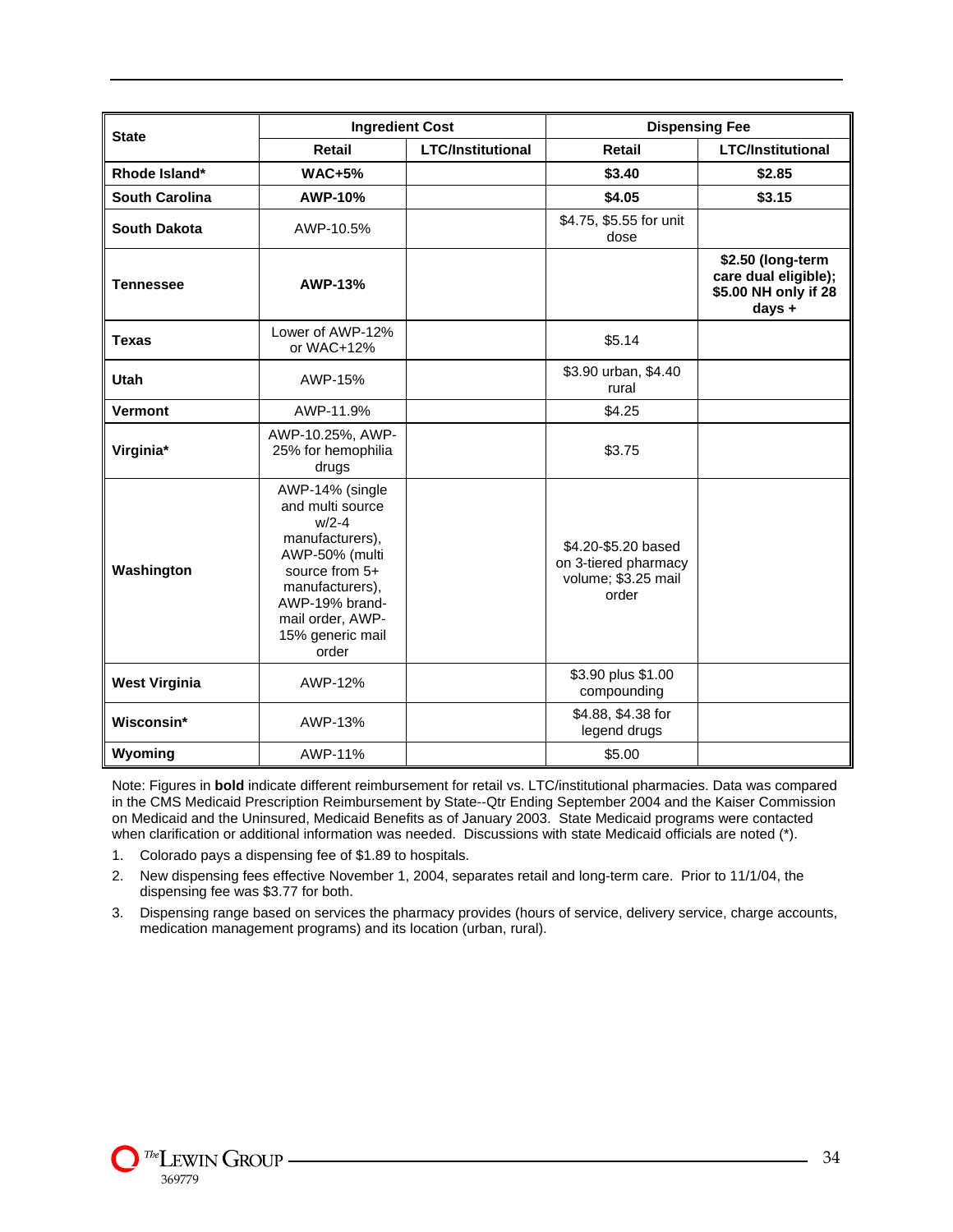| State | Ingredient Cost | | Dispensing Fee | |
|---|---|---|---|---|
| | Retail | LTC/Institutional | Retail | LTC/Institutional |
| **Rhode Island*** | **WAC+5%** | | **$3.40** | **$2.85** |
| **South Carolina** | **AWP-10%** | | **$4.05** | **$3.15** |
| **South Dakota** | AWP-10.5% | | $4.75, $5.55 for unit dose | |
| **Tennessee** | **AWP-13%** | | | **$2.50 (long-term care dual eligible); $5.00 NH only if 28 days +** |
| **Texas** | Lower of AWP-12% or WAC+12% | | $5.14 | |
| **Utah** | AWP-15% | | $3.90 urban, $4.40 rural | |
| **Vermont** | AWP-11.9% | | $4.25 | |
| **Virginia*** | AWP-10.25%, AWP-25% for hemophilia drugs | | $3.75 | |
| **Washington** | AWP-14% (single and multi source w/2-4 manufacturers), AWP-50% (multi source from 5+ manufacturers), AWP-19% brand-mail order, AWP-15% generic mail order | | $4.20-$5.20 based on 3-tiered pharmacy volume; $3.25 mail order | |
| **West Virginia** | AWP-12% | | $3.90 plus $1.00 compounding | |
| **Wisconsin*** | AWP-13% | | $4.88, $4.38 for legend drugs | |
| **Wyoming** | AWP-11% | | $5.00 | |

Note: Figures in **bold** indicate different reimbursement for retail vs. LTC/institutional pharmacies. Data was compared in the CMS Medicaid Prescription Reimbursement by State--Qtr Ending September 2004 and the Kaiser Commission on Medicaid and the Uninsured, Medicaid Benefits as of January 2003. State Medicaid programs were contacted when clarification or additional information was needed. Discussions with state Medicaid officials are noted (*).

1. Colorado pays a dispensing fee of $1.89 to hospitals.
2. New dispensing fees effective November 1, 2004, separates retail and long-term care. Prior to 11/1/04, the dispensing fee was $3.77 for both.
3. Dispensing range based on services the pharmacy provides (hours of service, delivery service, charge accounts, medication management programs) and its location (urban, rural).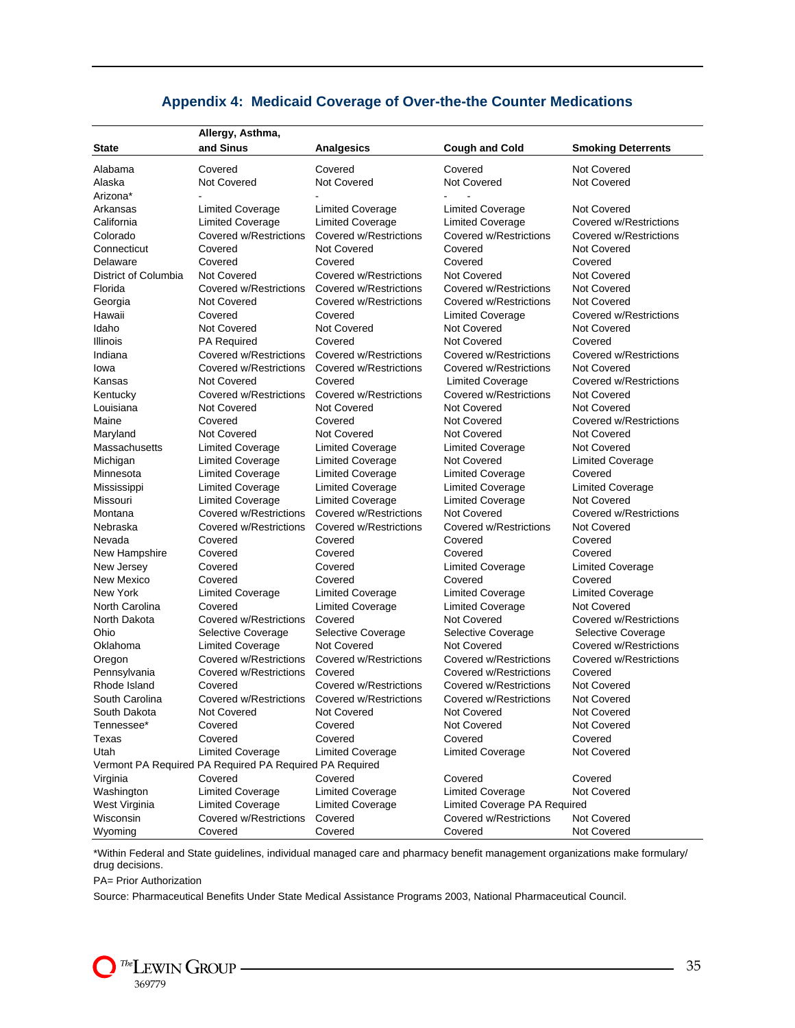## Appendix 4: Medicaid Coverage of Over-the-the Counter Medications

| State | Allergy, Asthma, and Sinus | Analgesics | Cough and Cold | Smoking Deterrents |
|---|---|---|---|---|
| Alabama | Covered | Covered | Covered | Not Covered |
| Alaska | Not Covered | Not Covered | Not Covered | Not Covered |
| Arizona* | - | - | - | - |
| Arkansas | Limited Coverage | Limited Coverage | Limited Coverage | Not Covered |
| California | Limited Coverage | Limited Coverage | Limited Coverage | Covered w/Restrictions |
| Colorado | Covered w/Restrictions | Covered w/Restrictions | Covered w/Restrictions | Covered w/Restrictions |
| Connecticut | Covered | Not Covered | Covered | Not Covered |
| Delaware | Covered | Covered | Covered | Covered |
| District of Columbia | Not Covered | Covered w/Restrictions | Not Covered | Not Covered |
| Florida | Covered w/Restrictions | Covered w/Restrictions | Covered w/Restrictions | Not Covered |
| Georgia | Not Covered | Covered w/Restrictions | Covered w/Restrictions | Not Covered |
| Hawaii | Covered | Covered | Limited Coverage | Covered w/Restrictions |
| Idaho | Not Covered | Not Covered | Not Covered | Not Covered |
| Illinois | PA Required | Covered | Not Covered | Covered |
| Indiana | Covered w/Restrictions | Covered w/Restrictions | Covered w/Restrictions | Covered w/Restrictions |
| Iowa | Covered w/Restrictions | Covered w/Restrictions | Covered w/Restrictions | Not Covered |
| Kansas | Not Covered | Covered | Limited Coverage | Covered w/Restrictions |
| Kentucky | Covered w/Restrictions | Covered w/Restrictions | Covered w/Restrictions | Not Covered |
| Louisiana | Not Covered | Not Covered | Not Covered | Not Covered |
| Maine | Covered | Covered | Not Covered | Covered w/Restrictions |
| Maryland | Not Covered | Not Covered | Not Covered | Not Covered |
| Massachusetts | Limited Coverage | Limited Coverage | Limited Coverage | Not Covered |
| Michigan | Limited Coverage | Limited Coverage | Not Covered | Limited Coverage |
| Minnesota | Limited Coverage | Limited Coverage | Limited Coverage | Covered |
| Mississippi | Limited Coverage | Limited Coverage | Limited Coverage | Limited Coverage |
| Missouri | Limited Coverage | Limited Coverage | Limited Coverage | Not Covered |
| Montana | Covered w/Restrictions | Covered w/Restrictions | Not Covered | Covered w/Restrictions |
| Nebraska | Covered w/Restrictions | Covered w/Restrictions | Covered w/Restrictions | Not Covered |
| Nevada | Covered | Covered | Covered | Covered |
| New Hampshire | Covered | Covered | Covered | Covered |
| New Jersey | Covered | Covered | Limited Coverage | Limited Coverage |
| New Mexico | Covered | Covered | Covered | Covered |
| New York | Limited Coverage | Limited Coverage | Limited Coverage | Limited Coverage |
| North Carolina | Covered | Limited Coverage | Limited Coverage | Not Covered |
| North Dakota | Covered w/Restrictions | Covered | Not Covered | Covered w/Restrictions |
| Ohio | Selective Coverage | Selective Coverage | Selective Coverage | Selective Coverage |
| Oklahoma | Limited Coverage | Not Covered | Not Covered | Covered w/Restrictions |
| Oregon | Covered w/Restrictions | Covered w/Restrictions | Covered w/Restrictions | Covered w/Restrictions |
| Pennsylvania | Covered w/Restrictions | Covered | Covered w/Restrictions | Covered |
| Rhode Island | Covered | Covered w/Restrictions | Covered w/Restrictions | Not Covered |
| South Carolina | Covered w/Restrictions | Covered w/Restrictions | Covered w/Restrictions | Not Covered |
| South Dakota | Not Covered | Not Covered | Not Covered | Not Covered |
| Tennessee* | Covered | Covered | Not Covered | Not Covered |
| Texas | Covered | Covered | Covered | Covered |
| Utah | Limited Coverage | Limited Coverage | Limited Coverage | Not Covered |
| Vermont | PA Required | PA Required | PA Required | PA Required |
| Virginia | Covered | Covered | Covered | Covered |
| Washington | Limited Coverage | Limited Coverage | Limited Coverage | Not Covered |
| West Virginia | Limited Coverage | Limited Coverage | Limited Coverage | PA Required |
| Wisconsin | Covered w/Restrictions | Covered | Covered w/Restrictions | Not Covered |
| Wyoming | Covered | Covered | Covered | Not Covered |

*Within Federal and State guidelines, individual managed care and pharmacy benefit management organizations make formulary/drug decisions.

PA= Prior Authorization

Source: Pharmaceutical Benefits Under State Medical Assistance Programs 2003, National Pharmaceutical Council.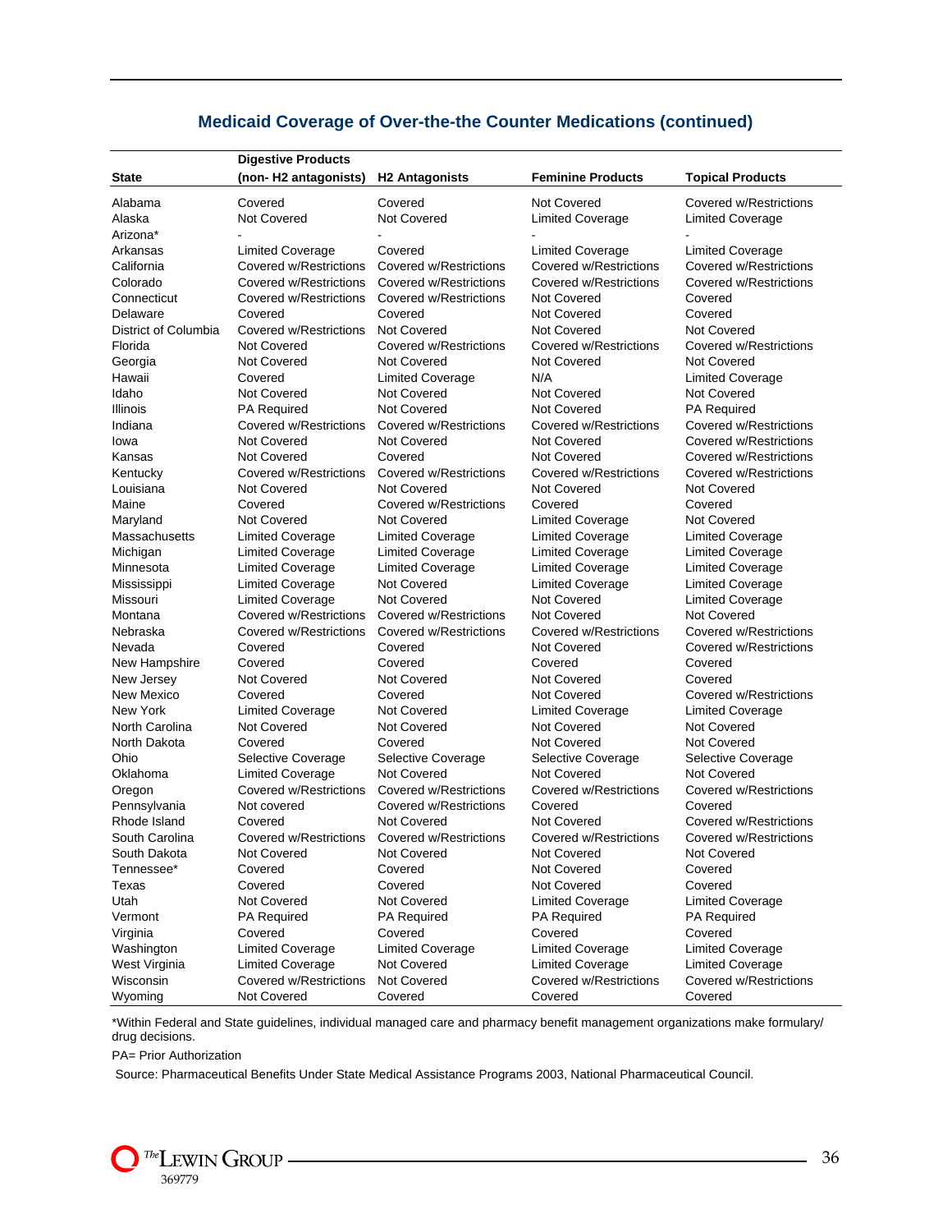## Medicaid Coverage of Over-the-the Counter Medications (continued)

| State | Digestive Products (non- H2 antagonists) | H2 Antagonists | Feminine Products | Topical Products |
|---|---|---|---|---|
| Alabama | Covered | Covered | Not Covered | Covered w/Restrictions |
| Alaska | Not Covered | Not Covered | Limited Coverage | Limited Coverage |
| Arizona* | - | - | - | - |
| Arkansas | Limited Coverage | Covered | Limited Coverage | Limited Coverage |
| California | Covered w/Restrictions | Covered w/Restrictions | Covered w/Restrictions | Covered w/Restrictions |
| Colorado | Covered w/Restrictions | Covered w/Restrictions | Covered w/Restrictions | Covered w/Restrictions |
| Connecticut | Covered w/Restrictions | Covered w/Restrictions | Not Covered | Covered |
| Delaware | Covered | Covered | Not Covered | Covered |
| District of Columbia | Covered w/Restrictions | Not Covered | Not Covered | Not Covered |
| Florida | Not Covered | Covered w/Restrictions | Covered w/Restrictions | Covered w/Restrictions |
| Georgia | Not Covered | Not Covered | Not Covered | Not Covered |
| Hawaii | Covered | Limited Coverage | N/A | Limited Coverage |
| Idaho | Not Covered | Not Covered | Not Covered | Not Covered |
| Illinois | PA Required | Not Covered | Not Covered | PA Required |
| Indiana | Covered w/Restrictions | Covered w/Restrictions | Covered w/Restrictions | Covered w/Restrictions |
| Iowa | Not Covered | Not Covered | Not Covered | Covered w/Restrictions |
| Kansas | Not Covered | Covered | Not Covered | Covered w/Restrictions |
| Kentucky | Covered w/Restrictions | Covered w/Restrictions | Covered w/Restrictions | Covered w/Restrictions |
| Louisiana | Not Covered | Not Covered | Not Covered | Not Covered |
| Maine | Covered | Covered w/Restrictions | Covered | Covered |
| Maryland | Not Covered | Not Covered | Limited Coverage | Not Covered |
| Massachusetts | Limited Coverage | Limited Coverage | Limited Coverage | Limited Coverage |
| Michigan | Limited Coverage | Limited Coverage | Limited Coverage | Limited Coverage |
| Minnesota | Limited Coverage | Limited Coverage | Limited Coverage | Limited Coverage |
| Mississippi | Limited Coverage | Not Covered | Limited Coverage | Limited Coverage |
| Missouri | Limited Coverage | Not Covered | Not Covered | Limited Coverage |
| Montana | Covered w/Restrictions | Covered w/Restrictions | Not Covered | Not Covered |
| Nebraska | Covered w/Restrictions | Covered w/Restrictions | Covered w/Restrictions | Covered w/Restrictions |
| Nevada | Covered | Covered | Not Covered | Covered w/Restrictions |
| New Hampshire | Covered | Covered | Covered | Covered |
| New Jersey | Not Covered | Not Covered | Not Covered | Covered |
| New Mexico | Covered | Covered | Not Covered | Covered w/Restrictions |
| New York | Limited Coverage | Not Covered | Limited Coverage | Limited Coverage |
| North Carolina | Not Covered | Not Covered | Not Covered | Not Covered |
| North Dakota | Covered | Covered | Not Covered | Not Covered |
| Ohio | Selective Coverage | Selective Coverage | Selective Coverage | Selective Coverage |
| Oklahoma | Limited Coverage | Not Covered | Not Covered | Not Covered |
| Oregon | Covered w/Restrictions | Covered w/Restrictions | Covered w/Restrictions | Covered w/Restrictions |
| Pennsylvania | Not covered | Covered w/Restrictions | Covered | Covered |
| Rhode Island | Covered | Not Covered | Not Covered | Covered w/Restrictions |
| South Carolina | Covered w/Restrictions | Covered w/Restrictions | Covered w/Restrictions | Covered w/Restrictions |
| South Dakota | Not Covered | Not Covered | Not Covered | Not Covered |
| Tennessee* | Covered | Covered | Not Covered | Covered |
| Texas | Covered | Covered | Not Covered | Covered |
| Utah | Not Covered | Not Covered | Limited Coverage | Limited Coverage |
| Vermont | PA Required | PA Required | PA Required | PA Required |
| Virginia | Covered | Covered | Covered | Covered |
| Washington | Limited Coverage | Limited Coverage | Limited Coverage | Limited Coverage |
| West Virginia | Limited Coverage | Not Covered | Limited Coverage | Limited Coverage |
| Wisconsin | Covered w/Restrictions | Not Covered | Covered w/Restrictions | Covered w/Restrictions |
| Wyoming | Not Covered | Covered | Covered | Covered |

*Within Federal and State guidelines, individual managed care and pharmacy benefit management organizations make formulary/ drug decisions.

PA= Prior Authorization

Source: Pharmaceutical Benefits Under State Medical Assistance Programs 2003, National Pharmaceutical Council.